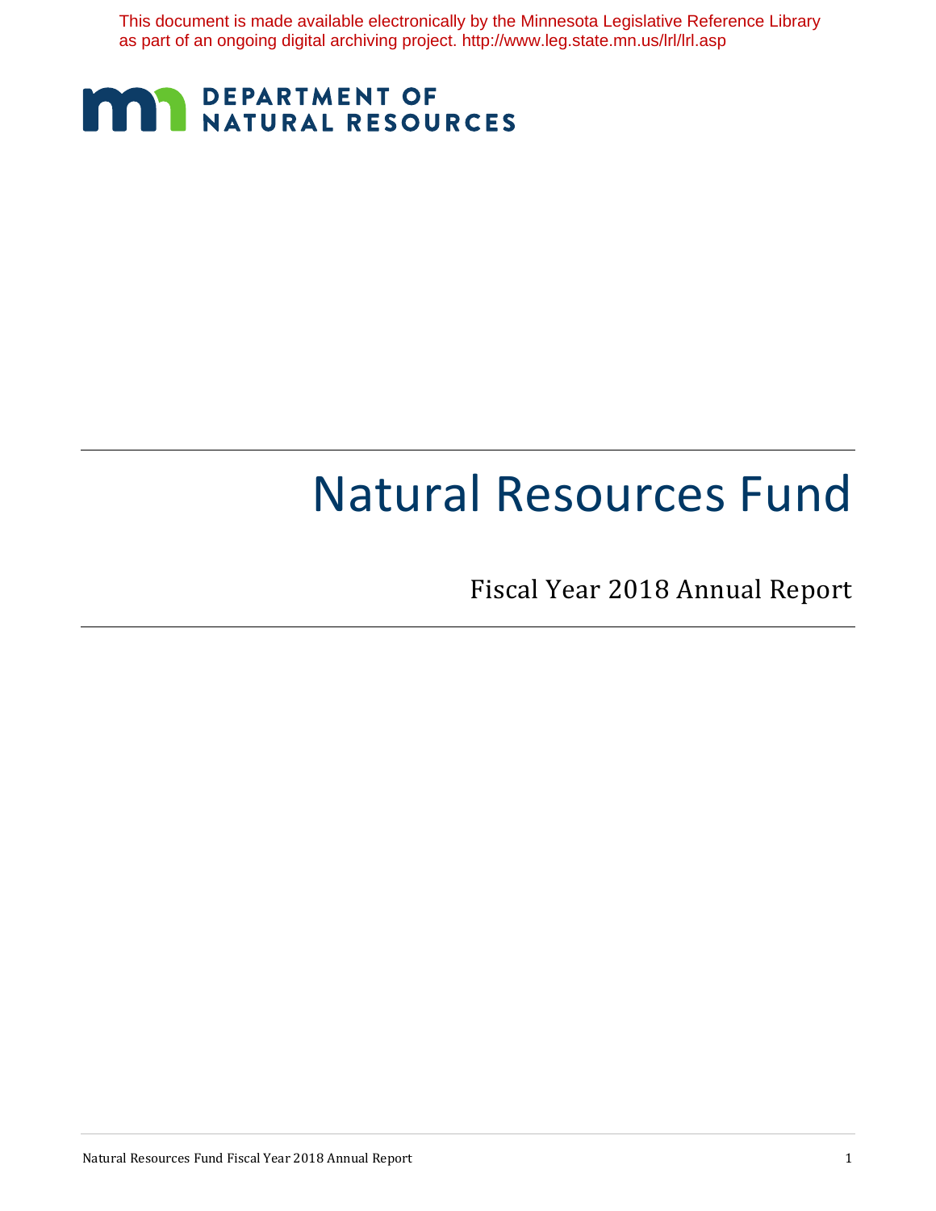This document is made available electronically by the Minnesota Legislative Reference Library as part of an ongoing digital archiving project. http://www.leg.state.mn.us/lrl/lrl.asp

DEPARTMENT OF NATURAL RESOURCES

# Natural Resources Fund

## Fiscal Year 2018 Annual Report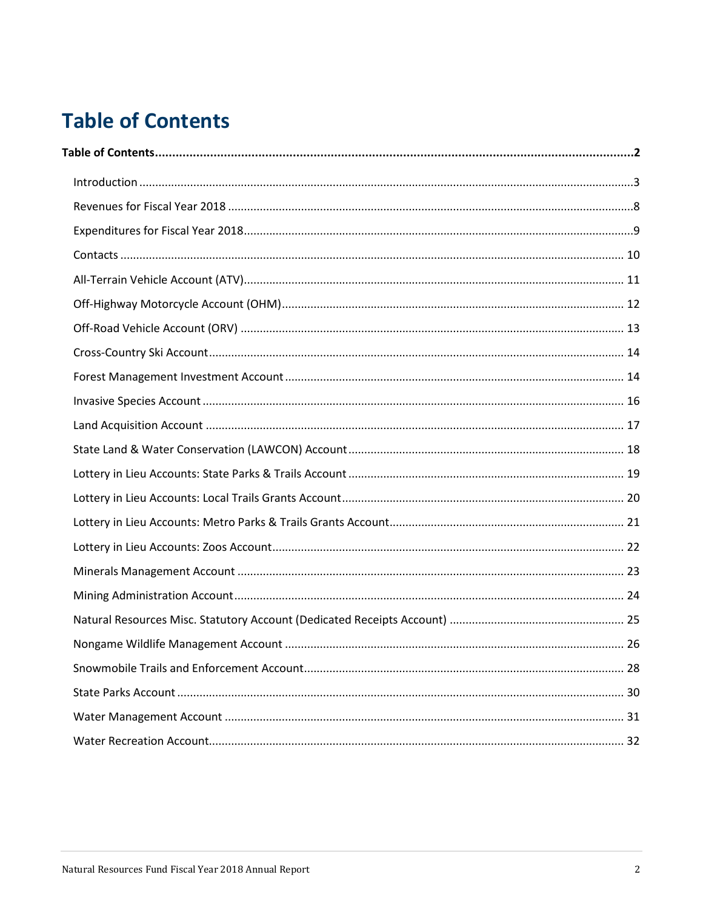# Table of Contents

**Table of Contents** .......... **2**

- Introduction .......... 3
- Revenues for Fiscal Year 2018 .......... 8
- Expenditures for Fiscal Year 2018 .......... 9
- Contacts .......... 10
- All-Terrain Vehicle Account (ATV) .......... 11
- Off-Highway Motorcycle Account (OHM) .......... 12
- Off-Road Vehicle Account (ORV) .......... 13
- Cross-Country Ski Account .......... 14
- Forest Management Investment Account .......... 14
- Invasive Species Account .......... 16
- Land Acquisition Account .......... 17
- State Land & Water Conservation (LAWCON) Account .......... 18
- Lottery in Lieu Accounts: State Parks & Trails Account .......... 19
- Lottery in Lieu Accounts: Local Trails Grants Account .......... 20
- Lottery in Lieu Accounts: Metro Parks & Trails Grants Account .......... 21
- Lottery in Lieu Accounts: Zoos Account .......... 22
- Minerals Management Account .......... 23
- Mining Administration Account .......... 24
- Natural Resources Misc. Statutory Account (Dedicated Receipts Account) .......... 25
- Nongame Wildlife Management Account .......... 26
- Snowmobile Trails and Enforcement Account .......... 28
- State Parks Account .......... 30
- Water Management Account .......... 31
- Water Recreation Account .......... 32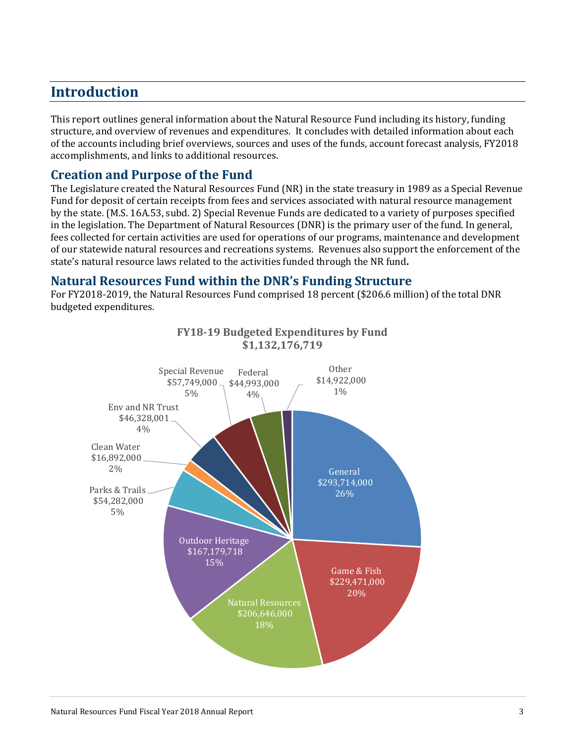# Introduction

This report outlines general information about the Natural Resource Fund including its history, funding structure, and overview of revenues and expenditures. It concludes with detailed information about each of the accounts including brief overviews, sources and uses of the funds, account forecast analysis, FY2018 accomplishments, and links to additional resources.

## Creation and Purpose of the Fund

The Legislature created the Natural Resources Fund (NR) in the state treasury in 1989 as a Special Revenue Fund for deposit of certain receipts from fees and services associated with natural resource management by the state. (M.S. 16A.53, subd. 2) Special Revenue Funds are dedicated to a variety of purposes specified in the legislation. The Department of Natural Resources (DNR) is the primary user of the fund. In general, fees collected for certain activities are used for operations of our programs, maintenance and development of our statewide natural resources and recreations systems. Revenues also support the enforcement of the state's natural resource laws related to the activities funded through the NR fund**.**

## Natural Resources Fund within the DNR's Funding Structure

For FY2018-2019, the Natural Resources Fund comprised 18 percent ($206.6 million) of the total DNR budgeted expenditures.

**FY18-19 Budgeted Expenditures by Fund**
**$1,132,176,719**

| Fund | Amount | Percent |
|---|---|---|
| General | $293,714,000 | 26% |
| Game & Fish | $229,471,000 | 20% |
| Natural Resources | $206,646,000 | 18% |
| Outdoor Heritage | $167,179,718 | 15% |
| Parks & Trails | $54,282,000 | 5% |
| Clean Water | $16,892,000 | 2% |
| Env and NR Trust | $46,328,001 | 4% |
| Special Revenue | $57,749,000 | 5% |
| Federal | $44,993,000 | 4% |
| Other | $14,922,000 | 1% |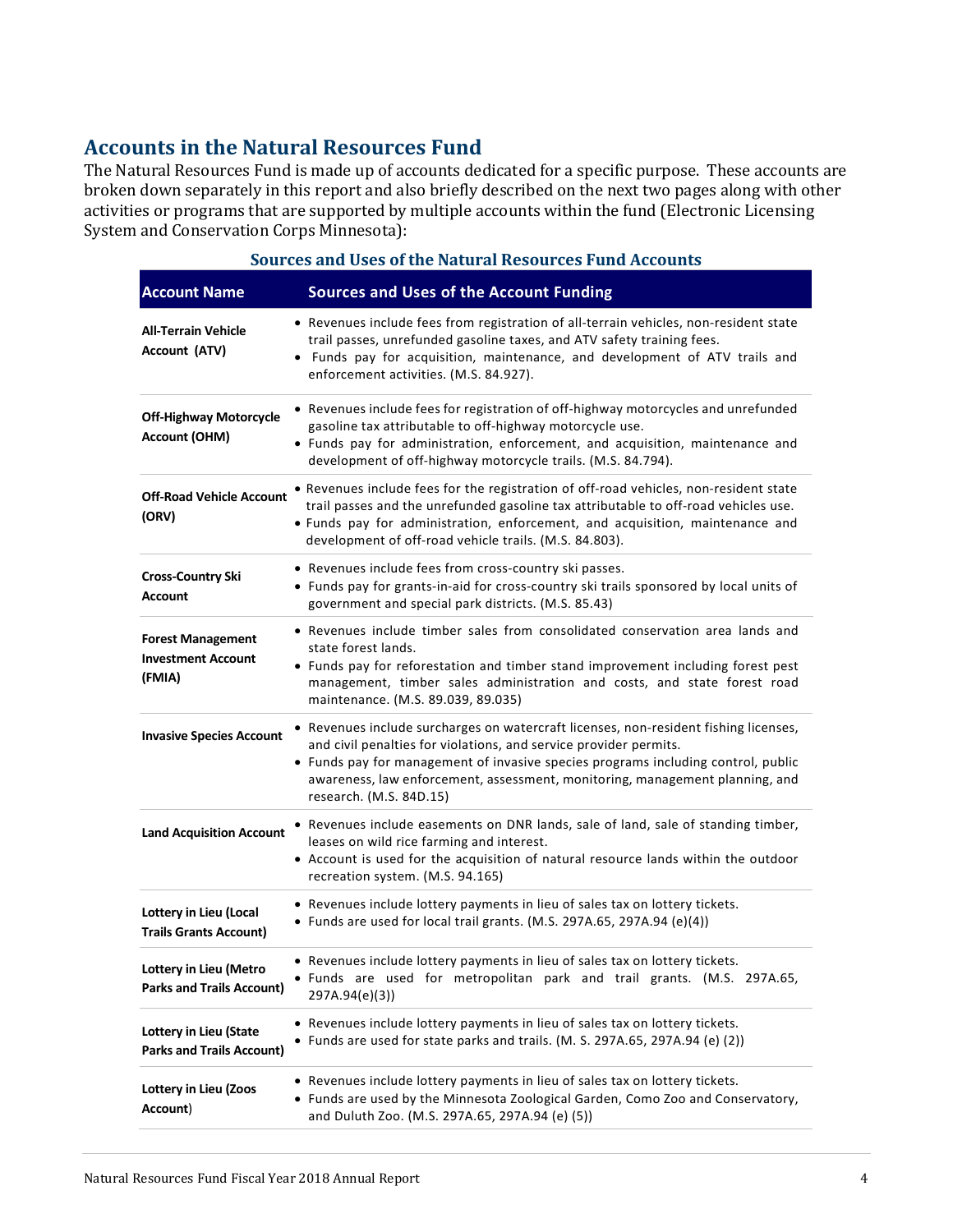## Accounts in the Natural Resources Fund

The Natural Resources Fund is made up of accounts dedicated for a specific purpose. These accounts are broken down separately in this report and also briefly described on the next two pages along with other activities or programs that are supported by multiple accounts within the fund (Electronic Licensing System and Conservation Corps Minnesota):

### Sources and Uses of the Natural Resources Fund Accounts

| Account Name | Sources and Uses of the Account Funding |
|---|---|
| **All-Terrain Vehicle Account (ATV)** | • Revenues include fees from registration of all-terrain vehicles, non-resident state trail passes, unrefunded gasoline taxes, and ATV safety training fees.<br>• Funds pay for acquisition, maintenance, and development of ATV trails and enforcement activities. (M.S. 84.927). |
| **Off-Highway Motorcycle Account (OHM)** | • Revenues include fees for registration of off-highway motorcycles and unrefunded gasoline tax attributable to off-highway motorcycle use.<br>• Funds pay for administration, enforcement, and acquisition, maintenance and development of off-highway motorcycle trails. (M.S. 84.794). |
| **Off-Road Vehicle Account (ORV)** | • Revenues include fees for the registration of off-road vehicles, non-resident state trail passes and the unrefunded gasoline tax attributable to off-road vehicles use.<br>• Funds pay for administration, enforcement, and acquisition, maintenance and development of off-road vehicle trails. (M.S. 84.803). |
| **Cross-Country Ski Account** | • Revenues include fees from cross-country ski passes.<br>• Funds pay for grants-in-aid for cross-country ski trails sponsored by local units of government and special park districts. (M.S. 85.43) |
| **Forest Management Investment Account (FMIA)** | • Revenues include timber sales from consolidated conservation area lands and state forest lands.<br>• Funds pay for reforestation and timber stand improvement including forest pest management, timber sales administration and costs, and state forest road maintenance. (M.S. 89.039, 89.035) |
| **Invasive Species Account** | • Revenues include surcharges on watercraft licenses, non-resident fishing licenses, and civil penalties for violations, and service provider permits.<br>• Funds pay for management of invasive species programs including control, public awareness, law enforcement, assessment, monitoring, management planning, and research. (M.S. 84D.15) |
| **Land Acquisition Account** | • Revenues include easements on DNR lands, sale of land, sale of standing timber, leases on wild rice farming and interest.<br>• Account is used for the acquisition of natural resource lands within the outdoor recreation system. (M.S. 94.165) |
| **Lottery in Lieu (Local Trails Grants Account)** | • Revenues include lottery payments in lieu of sales tax on lottery tickets.<br>• Funds are used for local trail grants. (M.S. 297A.65, 297A.94 (e)(4)) |
| **Lottery in Lieu (Metro Parks and Trails Account)** | • Revenues include lottery payments in lieu of sales tax on lottery tickets.<br>• Funds are used for metropolitan park and trail grants. (M.S. 297A.65, 297A.94(e)(3)) |
| **Lottery in Lieu (State Parks and Trails Account)** | • Revenues include lottery payments in lieu of sales tax on lottery tickets.<br>• Funds are used for state parks and trails. (M. S. 297A.65, 297A.94 (e) (2)) |
| **Lottery in Lieu (Zoos Account)** | • Revenues include lottery payments in lieu of sales tax on lottery tickets.<br>• Funds are used by the Minnesota Zoological Garden, Como Zoo and Conservatory, and Duluth Zoo. (M.S. 297A.65, 297A.94 (e) (5)) |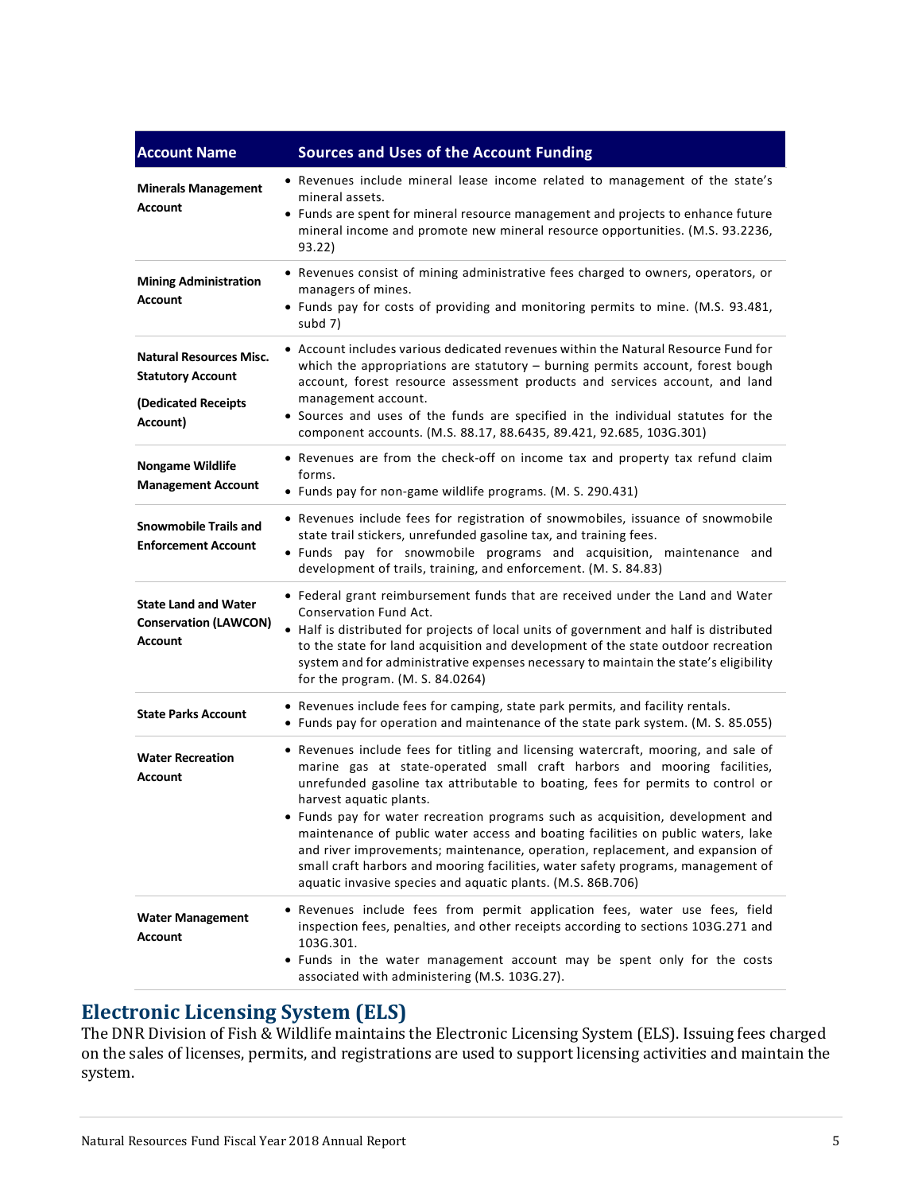| Account Name | Sources and Uses of the Account Funding |
|---|---|
| **Minerals Management Account** | • Revenues include mineral lease income related to management of the state's mineral assets.<br>• Funds are spent for mineral resource management and projects to enhance future mineral income and promote new mineral resource opportunities. (M.S. 93.2236, 93.22) |
| **Mining Administration Account** | • Revenues consist of mining administrative fees charged to owners, operators, or managers of mines.<br>• Funds pay for costs of providing and monitoring permits to mine. (M.S. 93.481, subd 7) |
| **Natural Resources Misc. Statutory Account**<br><br>**(Dedicated Receipts Account)** | • Account includes various dedicated revenues within the Natural Resource Fund for which the appropriations are statutory – burning permits account, forest bough account, forest resource assessment products and services account, and land management account.<br>• Sources and uses of the funds are specified in the individual statutes for the component accounts. (M.S. 88.17, 88.6435, 89.421, 92.685, 103G.301) |
| **Nongame Wildlife Management Account** | • Revenues are from the check-off on income tax and property tax refund claim forms.<br>• Funds pay for non-game wildlife programs. (M. S. 290.431) |
| **Snowmobile Trails and Enforcement Account** | • Revenues include fees for registration of snowmobiles, issuance of snowmobile state trail stickers, unrefunded gasoline tax, and training fees.<br>• Funds pay for snowmobile programs and acquisition, maintenance and development of trails, training, and enforcement. (M. S. 84.83) |
| **State Land and Water Conservation (LAWCON) Account** | • Federal grant reimbursement funds that are received under the Land and Water Conservation Fund Act.<br>• Half is distributed for projects of local units of government and half is distributed to the state for land acquisition and development of the state outdoor recreation system and for administrative expenses necessary to maintain the state's eligibility for the program. (M. S. 84.0264) |
| **State Parks Account** | • Revenues include fees for camping, state park permits, and facility rentals.<br>• Funds pay for operation and maintenance of the state park system. (M. S. 85.055) |
| **Water Recreation Account** | • Revenues include fees for titling and licensing watercraft, mooring, and sale of marine gas at state-operated small craft harbors and mooring facilities, unrefunded gasoline tax attributable to boating, fees for permits to control or harvest aquatic plants.<br>• Funds pay for water recreation programs such as acquisition, development and maintenance of public water access and boating facilities on public waters, lake and river improvements; maintenance, operation, replacement, and expansion of small craft harbors and mooring facilities, water safety programs, management of aquatic invasive species and aquatic plants. (M.S. 86B.706) |
| **Water Management Account** | • Revenues include fees from permit application fees, water use fees, field inspection fees, penalties, and other receipts according to sections 103G.271 and 103G.301.<br>• Funds in the water management account may be spent only for the costs associated with administering (M.S. 103G.27). |

## Electronic Licensing System (ELS)

The DNR Division of Fish & Wildlife maintains the Electronic Licensing System (ELS). Issuing fees charged on the sales of licenses, permits, and registrations are used to support licensing activities and maintain the system.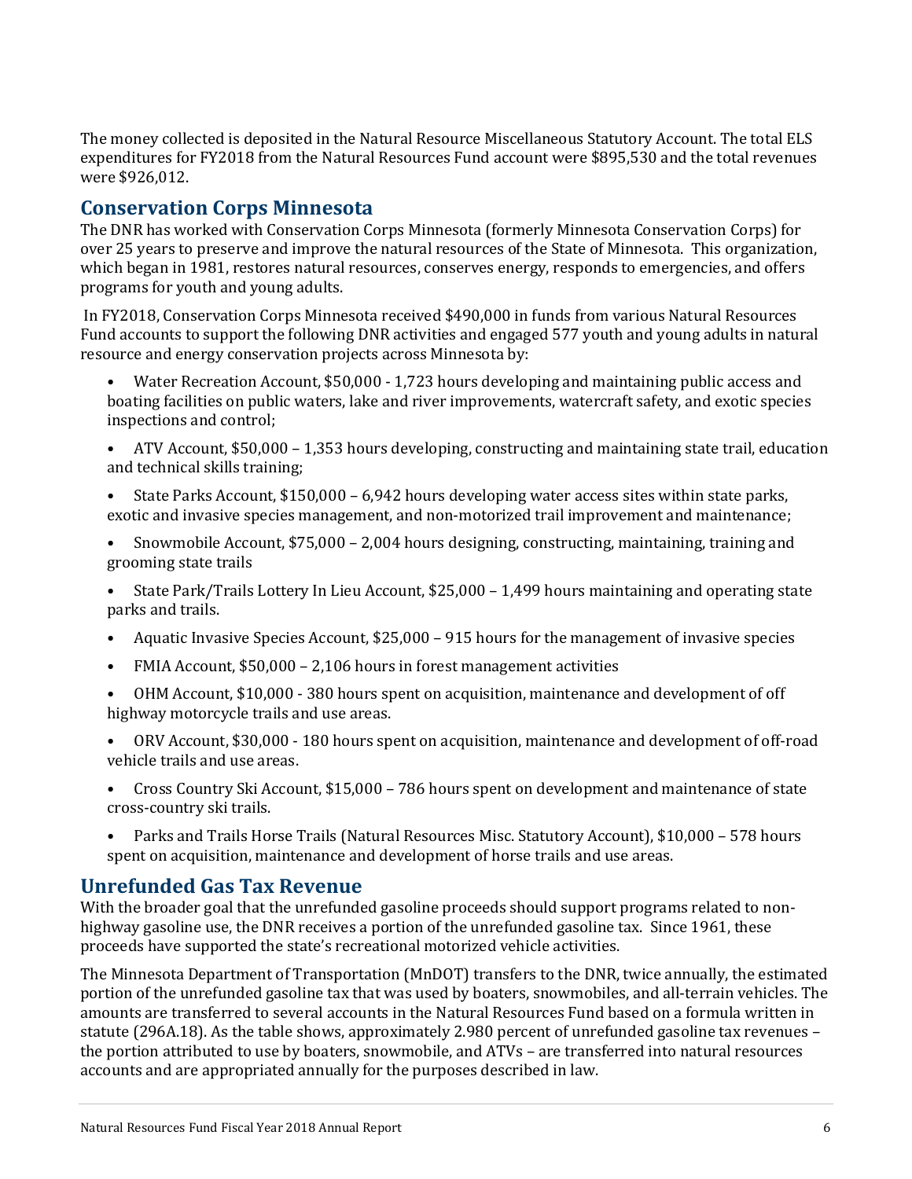The money collected is deposited in the Natural Resource Miscellaneous Statutory Account. The total ELS expenditures for FY2018 from the Natural Resources Fund account were $895,530 and the total revenues were $926,012.

## Conservation Corps Minnesota

The DNR has worked with Conservation Corps Minnesota (formerly Minnesota Conservation Corps) for over 25 years to preserve and improve the natural resources of the State of Minnesota. This organization, which began in 1981, restores natural resources, conserves energy, responds to emergencies, and offers programs for youth and young adults.

In FY2018, Conservation Corps Minnesota received $490,000 in funds from various Natural Resources Fund accounts to support the following DNR activities and engaged 577 youth and young adults in natural resource and energy conservation projects across Minnesota by:

- Water Recreation Account, $50,000 - 1,723 hours developing and maintaining public access and boating facilities on public waters, lake and river improvements, watercraft safety, and exotic species inspections and control;
- ATV Account, $50,000 – 1,353 hours developing, constructing and maintaining state trail, education and technical skills training;
- State Parks Account, $150,000 – 6,942 hours developing water access sites within state parks, exotic and invasive species management, and non-motorized trail improvement and maintenance;
- Snowmobile Account, $75,000 – 2,004 hours designing, constructing, maintaining, training and grooming state trails
- State Park/Trails Lottery In Lieu Account, $25,000 – 1,499 hours maintaining and operating state parks and trails.
- Aquatic Invasive Species Account, $25,000 – 915 hours for the management of invasive species
- FMIA Account, $50,000 – 2,106 hours in forest management activities
- OHM Account, $10,000 - 380 hours spent on acquisition, maintenance and development of off highway motorcycle trails and use areas.
- ORV Account, $30,000 - 180 hours spent on acquisition, maintenance and development of off-road vehicle trails and use areas.
- Cross Country Ski Account, $15,000 – 786 hours spent on development and maintenance of state cross-country ski trails.
- Parks and Trails Horse Trails (Natural Resources Misc. Statutory Account), $10,000 – 578 hours spent on acquisition, maintenance and development of horse trails and use areas.

## Unrefunded Gas Tax Revenue

With the broader goal that the unrefunded gasoline proceeds should support programs related to non-highway gasoline use, the DNR receives a portion of the unrefunded gasoline tax. Since 1961, these proceeds have supported the state's recreational motorized vehicle activities.

The Minnesota Department of Transportation (MnDOT) transfers to the DNR, twice annually, the estimated portion of the unrefunded gasoline tax that was used by boaters, snowmobiles, and all-terrain vehicles. The amounts are transferred to several accounts in the Natural Resources Fund based on a formula written in statute (296A.18). As the table shows, approximately 2.980 percent of unrefunded gasoline tax revenues – the portion attributed to use by boaters, snowmobile, and ATVs – are transferred into natural resources accounts and are appropriated annually for the purposes described in law.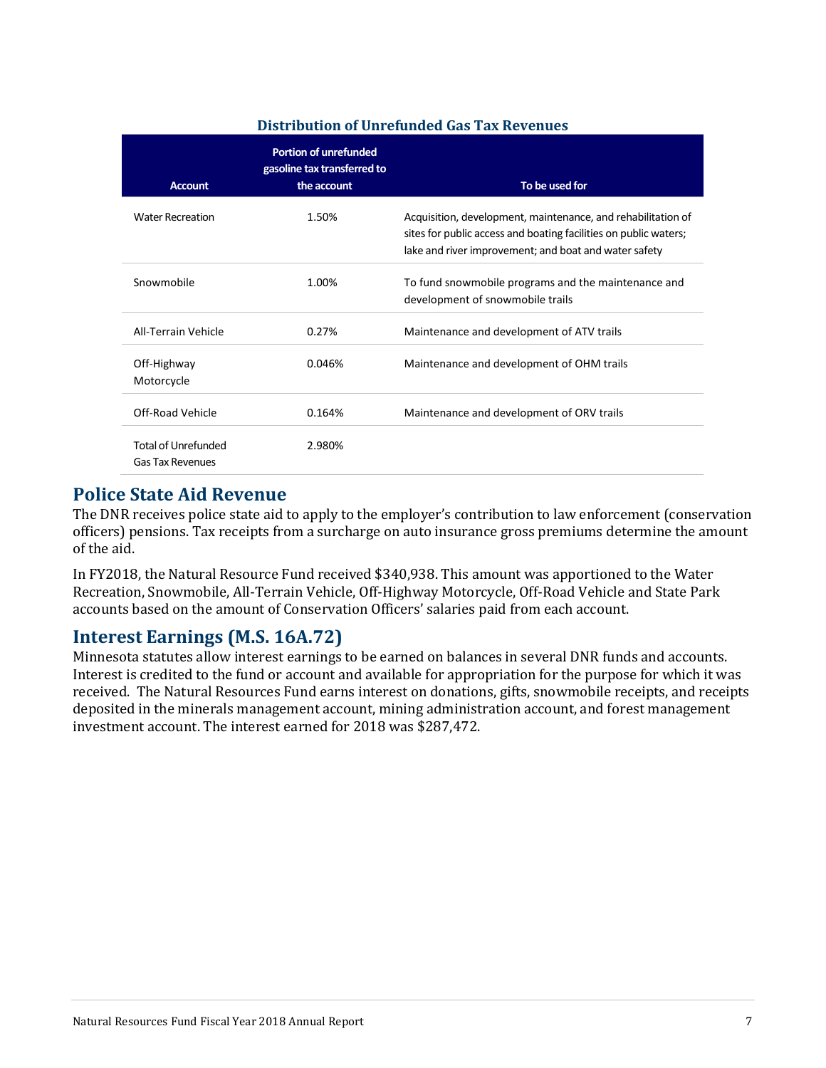**Distribution of Unrefunded Gas Tax Revenues**

| Account | Portion of unrefunded gasoline tax transferred to the account | To be used for |
|---|---|---|
| Water Recreation | 1.50% | Acquisition, development, maintenance, and rehabilitation of sites for public access and boating facilities on public waters; lake and river improvement; and boat and water safety |
| Snowmobile | 1.00% | To fund snowmobile programs and the maintenance and development of snowmobile trails |
| All-Terrain Vehicle | 0.27% | Maintenance and development of ATV trails |
| Off-Highway Motorcycle | 0.046% | Maintenance and development of OHM trails |
| Off-Road Vehicle | 0.164% | Maintenance and development of ORV trails |
| Total of Unrefunded Gas Tax Revenues | 2.980% | |

## Police State Aid Revenue

The DNR receives police state aid to apply to the employer's contribution to law enforcement (conservation officers) pensions. Tax receipts from a surcharge on auto insurance gross premiums determine the amount of the aid.

In FY2018, the Natural Resource Fund received $340,938. This amount was apportioned to the Water Recreation, Snowmobile, All-Terrain Vehicle, Off-Highway Motorcycle, Off-Road Vehicle and State Park accounts based on the amount of Conservation Officers' salaries paid from each account.

## Interest Earnings (M.S. 16A.72)

Minnesota statutes allow interest earnings to be earned on balances in several DNR funds and accounts. Interest is credited to the fund or account and available for appropriation for the purpose for which it was received. The Natural Resources Fund earns interest on donations, gifts, snowmobile receipts, and receipts deposited in the minerals management account, mining administration account, and forest management investment account. The interest earned for 2018 was $287,472.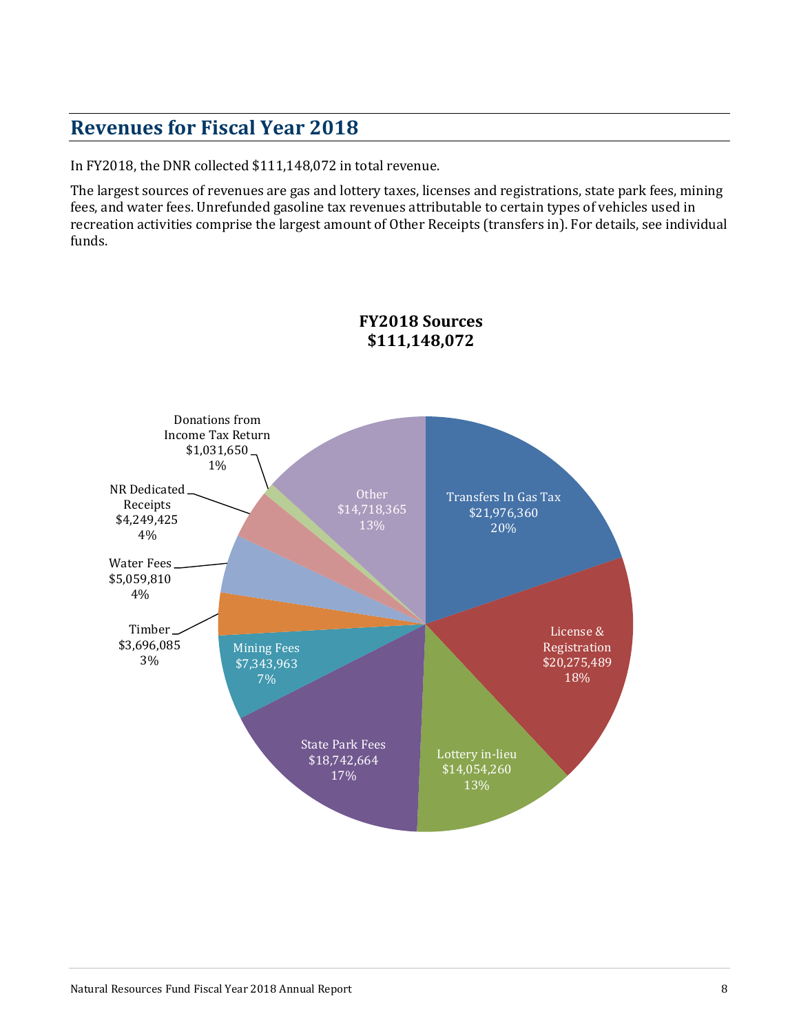## Revenues for Fiscal Year 2018

In FY2018, the DNR collected $111,148,072 in total revenue.

The largest sources of revenues are gas and lottery taxes, licenses and registrations, state park fees, mining fees, and water fees. Unrefunded gasoline tax revenues attributable to certain types of vehicles used in recreation activities comprise the largest amount of Other Receipts (transfers in). For details, see individual funds.

**FY2018 Sources**
**$111,148,072**

| Source | Amount | Percent |
|---|---|---|
| Transfers In Gas Tax | $21,976,360 | 20% |
| License & Registration | $20,275,489 | 18% |
| Lottery in-lieu | $14,054,260 | 13% |
| State Park Fees | $18,742,664 | 17% |
| Mining Fees | $7,343,963 | 7% |
| Timber | $3,696,085 | 3% |
| Water Fees | $5,059,810 | 4% |
| NR Dedicated Receipts | $4,249,425 | 4% |
| Donations from Income Tax Return | $1,031,650 | 1% |
| Other | $14,718,365 | 13% |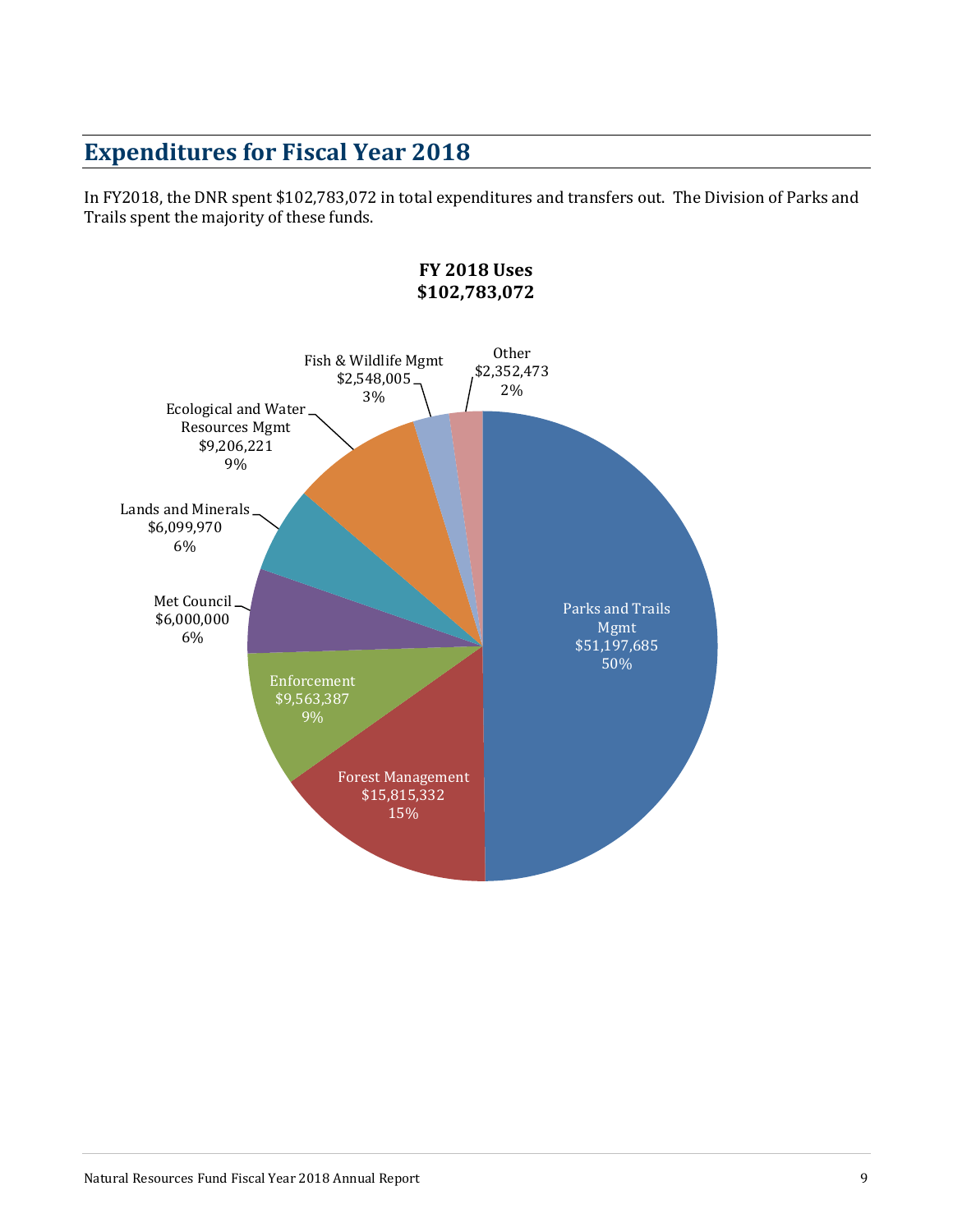## Expenditures for Fiscal Year 2018

In FY2018, the DNR spent $102,783,072 in total expenditures and transfers out. The Division of Parks and Trails spent the majority of these funds.

**FY 2018 Uses**
**$102,783,072**

Parks and Trails Mgmt
$51,197,685
50%

Forest Management
$15,815,332
15%

Enforcement
$9,563,387
9%

Met Council
$6,000,000
6%

Lands and Minerals
$6,099,970
6%

Ecological and Water Resources Mgmt
$9,206,221
9%

Fish & Wildlife Mgmt
$2,548,005
3%

Other
$2,352,473
2%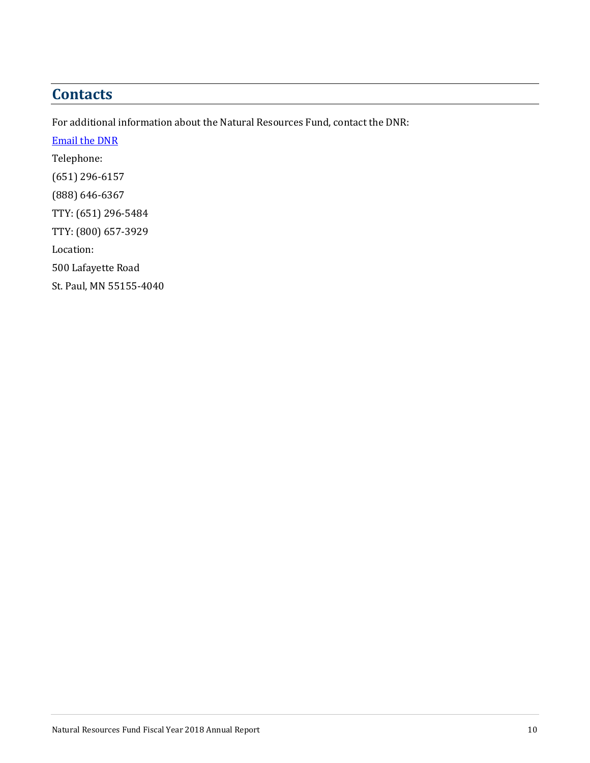## Contacts

For additional information about the Natural Resources Fund, contact the DNR:

[Email the DNR]

Telephone:

(651) 296-6157

(888) 646-6367

TTY: (651) 296-5484

TTY: (800) 657-3929

Location:

500 Lafayette Road

St. Paul, MN 55155-4040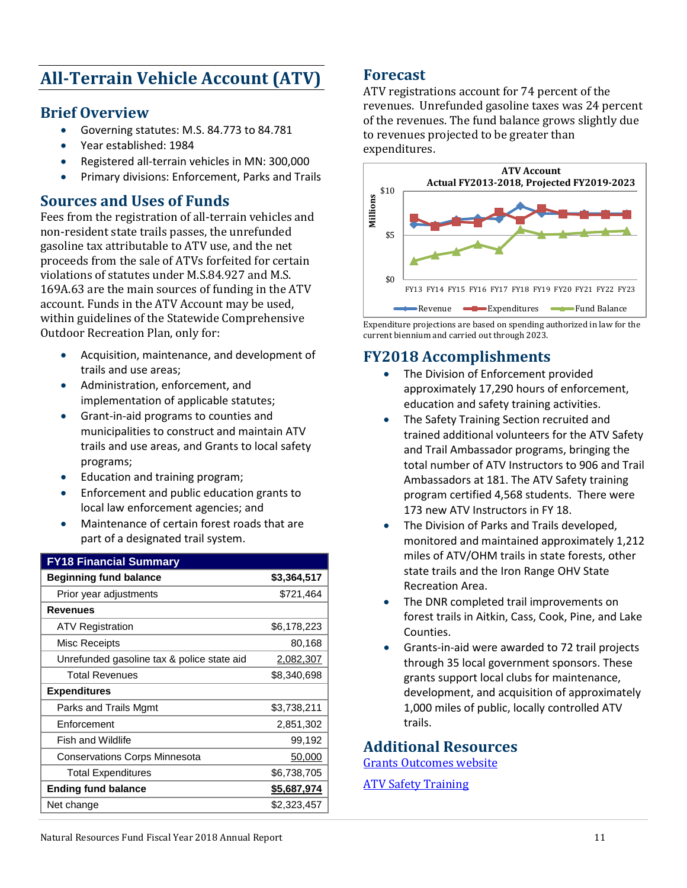# All-Terrain Vehicle Account (ATV)

## Brief Overview

- Governing statutes: M.S. 84.773 to 84.781
- Year established: 1984
- Registered all-terrain vehicles in MN: 300,000
- Primary divisions: Enforcement, Parks and Trails

## Sources and Uses of Funds

Fees from the registration of all-terrain vehicles and non-resident state trails passes, the unrefunded gasoline tax attributable to ATV use, and the net proceeds from the sale of ATVs forfeited for certain violations of statutes under M.S.84.927 and M.S. 169A.63 are the main sources of funding in the ATV account. Funds in the ATV Account may be used, within guidelines of the Statewide Comprehensive Outdoor Recreation Plan, only for:

- Acquisition, maintenance, and development of trails and use areas;
- Administration, enforcement, and implementation of applicable statutes;
- Grant-in-aid programs to counties and municipalities to construct and maintain ATV trails and use areas, and Grants to local safety programs;
- Education and training program;
- Enforcement and public education grants to local law enforcement agencies; and
- Maintenance of certain forest roads that are part of a designated trail system.

| FY18 Financial Summary | |
|---|---|
| **Beginning fund balance** | **$3,364,517** |
| Prior year adjustments | $721,464 |
| **Revenues** | |
| ATV Registration | $6,178,223 |
| Misc Receipts | 80,168 |
| Unrefunded gasoline tax & police state aid | 2,082,307 |
| Total Revenues | $8,340,698 |
| **Expenditures** | |
| Parks and Trails Mgmt | $3,738,211 |
| Enforcement | 2,851,302 |
| Fish and Wildlife | 99,192 |
| Conservations Corps Minnesota | 50,000 |
| Total Expenditures | $6,738,705 |
| **Ending fund balance** | **$5,687,974** |
| Net change | $2,323,457 |

## Forecast

ATV registrations account for 74 percent of the revenues. Unrefunded gasoline taxes was 24 percent of the revenues. The fund balance grows slightly due to revenues projected to be greater than expenditures.

Expenditure projections are based on spending authorized in law for the current biennium and carried out through 2023.

## FY2018 Accomplishments

- The Division of Enforcement provided approximately 17,290 hours of enforcement, education and safety training activities.
- The Safety Training Section recruited and trained additional volunteers for the ATV Safety and Trail Ambassador programs, bringing the total number of ATV Instructors to 906 and Trail Ambassadors at 181. The ATV Safety training program certified 4,568 students. There were 173 new ATV Instructors in FY 18.
- The Division of Parks and Trails developed, monitored and maintained approximately 1,212 miles of ATV/OHM trails in state forests, other state trails and the Iron Range OHV State Recreation Area.
- The DNR completed trail improvements on forest trails in Aitkin, Cass, Cook, Pine, and Lake Counties.
- Grants-in-aid were awarded to 72 trail projects through 35 local government sponsors. These grants support local clubs for maintenance, development, and acquisition of approximately 1,000 miles of public, locally controlled ATV trails.

## Additional Resources

Grants Outcomes website

ATV Safety Training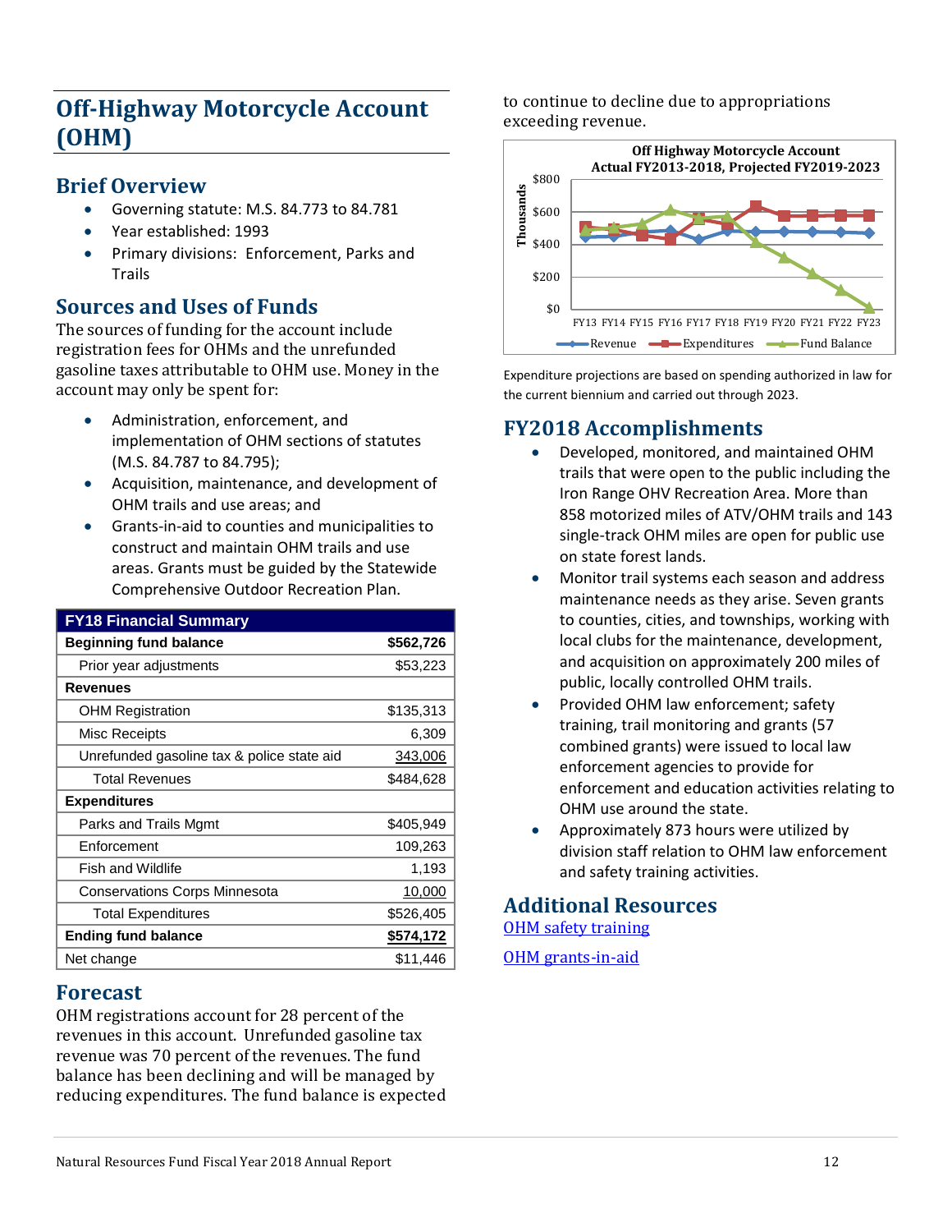# Off-Highway Motorcycle Account (OHM)

## Brief Overview

- Governing statute: M.S. 84.773 to 84.781
- Year established: 1993
- Primary divisions: Enforcement, Parks and Trails

## Sources and Uses of Funds

The sources of funding for the account include registration fees for OHMs and the unrefunded gasoline taxes attributable to OHM use. Money in the account may only be spent for:

- Administration, enforcement, and implementation of OHM sections of statutes (M.S. 84.787 to 84.795);
- Acquisition, maintenance, and development of OHM trails and use areas; and
- Grants-in-aid to counties and municipalities to construct and maintain OHM trails and use areas. Grants must be guided by the Statewide Comprehensive Outdoor Recreation Plan.

| FY18 Financial Summary | |
|---|---|
| **Beginning fund balance** | **$562,726** |
| Prior year adjustments | $53,223 |
| **Revenues** | |
| OHM Registration | $135,313 |
| Misc Receipts | 6,309 |
| Unrefunded gasoline tax & police state aid | 343,006 |
| Total Revenues | $484,628 |
| **Expenditures** | |
| Parks and Trails Mgmt | $405,949 |
| Enforcement | 109,263 |
| Fish and Wildlife | 1,193 |
| Conservations Corps Minnesota | 10,000 |
| Total Expenditures | $526,405 |
| **Ending fund balance** | **$574,172** |
| Net change | $11,446 |

## Forecast

OHM registrations account for 28 percent of the revenues in this account. Unrefunded gasoline tax revenue was 70 percent of the revenues. The fund balance has been declining and will be managed by reducing expenditures. The fund balance is expected to continue to decline due to appropriations exceeding revenue.

Expenditure projections are based on spending authorized in law for the current biennium and carried out through 2023.

## FY2018 Accomplishments

- Developed, monitored, and maintained OHM trails that were open to the public including the Iron Range OHV Recreation Area. More than 858 motorized miles of ATV/OHM trails and 143 single-track OHM miles are open for public use on state forest lands.
- Monitor trail systems each season and address maintenance needs as they arise. Seven grants to counties, cities, and townships, working with local clubs for the maintenance, development, and acquisition on approximately 200 miles of public, locally controlled OHM trails.
- Provided OHM law enforcement; safety training, trail monitoring and grants (57 combined grants) were issued to local law enforcement agencies to provide for enforcement and education activities relating to OHM use around the state.
- Approximately 873 hours were utilized by division staff relation to OHM law enforcement and safety training activities.

## Additional Resources

[OHM safety training]()

[OHM grants-in-aid]()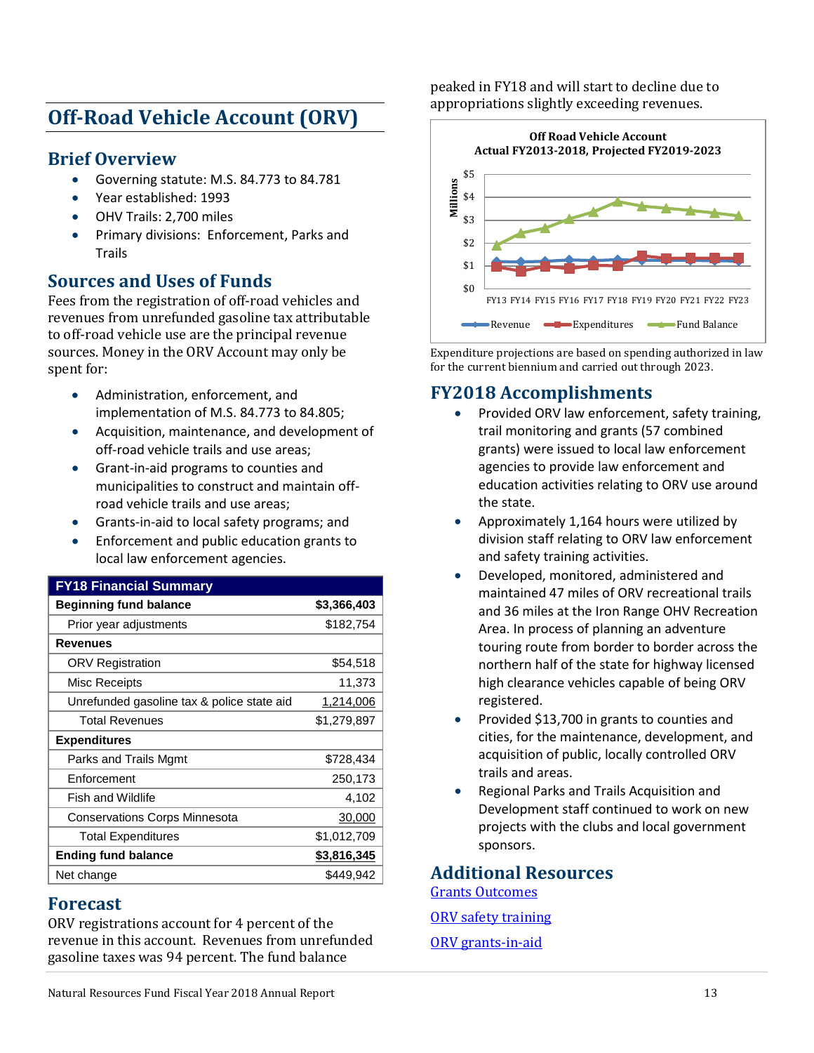# Off-Road Vehicle Account (ORV)

## Brief Overview

- Governing statute: M.S. 84.773 to 84.781
- Year established: 1993
- OHV Trails: 2,700 miles
- Primary divisions: Enforcement, Parks and Trails

## Sources and Uses of Funds

Fees from the registration of off-road vehicles and revenues from unrefunded gasoline tax attributable to off-road vehicle use are the principal revenue sources. Money in the ORV Account may only be spent for:

- Administration, enforcement, and implementation of M.S. 84.773 to 84.805;
- Acquisition, maintenance, and development of off-road vehicle trails and use areas;
- Grant-in-aid programs to counties and municipalities to construct and maintain off-road vehicle trails and use areas;
- Grants-in-aid to local safety programs; and
- Enforcement and public education grants to local law enforcement agencies.

| FY18 Financial Summary | |
|---|---|
| **Beginning fund balance** | **$3,366,403** |
| Prior year adjustments | $182,754 |
| **Revenues** | |
| ORV Registration | $54,518 |
| Misc Receipts | 11,373 |
| Unrefunded gasoline tax & police state aid | 1,214,006 |
| Total Revenues | $1,279,897 |
| **Expenditures** | |
| Parks and Trails Mgmt | $728,434 |
| Enforcement | 250,173 |
| Fish and Wildlife | 4,102 |
| Conservations Corps Minnesota | 30,000 |
| Total Expenditures | $1,012,709 |
| **Ending fund balance** | **$3,816,345** |
| Net change | $449,942 |

## Forecast

ORV registrations account for 4 percent of the revenue in this account. Revenues from unrefunded gasoline taxes was 94 percent. The fund balance peaked in FY18 and will start to decline due to appropriations slightly exceeding revenues.

Expenditure projections are based on spending authorized in law for the current biennium and carried out through 2023.

## FY2018 Accomplishments

- Provided ORV law enforcement, safety training, trail monitoring and grants (57 combined grants) were issued to local law enforcement agencies to provide law enforcement and education activities relating to ORV use around the state.
- Approximately 1,164 hours were utilized by division staff relating to ORV law enforcement and safety training activities.
- Developed, monitored, administered and maintained 47 miles of ORV recreational trails and 36 miles at the Iron Range OHV Recreation Area. In process of planning an adventure touring route from border to border across the northern half of the state for highway licensed high clearance vehicles capable of being ORV registered.
- Provided $13,700 in grants to counties and cities, for the maintenance, development, and acquisition of public, locally controlled ORV trails and areas.
- Regional Parks and Trails Acquisition and Development staff continued to work on new projects with the clubs and local government sponsors.

## Additional Resources

[Grants Outcomes]

[ORV safety training]

[ORV grants-in-aid]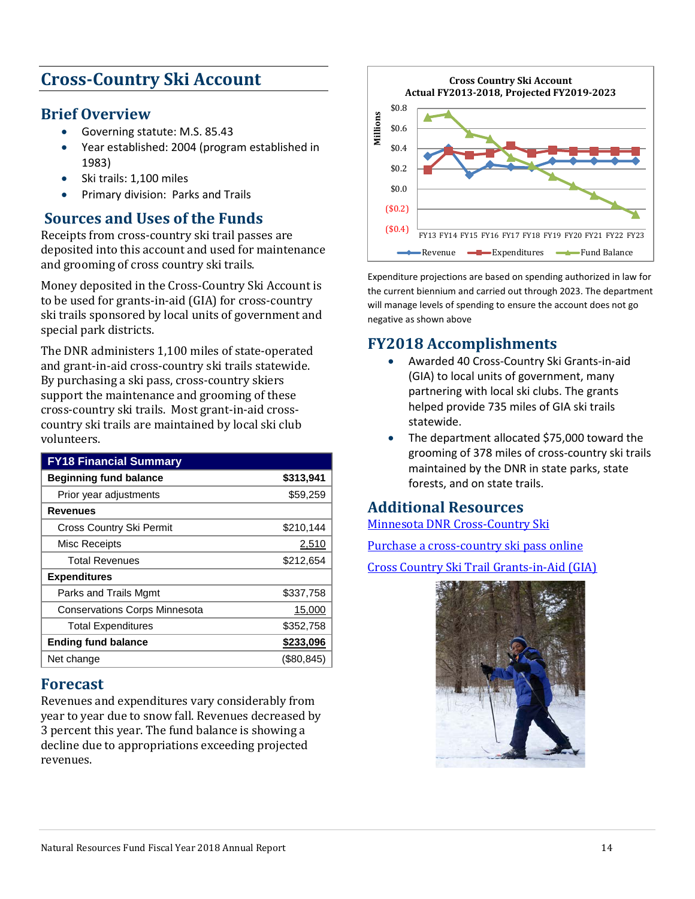# Cross-Country Ski Account

## Brief Overview

- Governing statute: M.S. 85.43
- Year established: 2004 (program established in 1983)
- Ski trails: 1,100 miles
- Primary division: Parks and Trails

## Sources and Uses of the Funds

Receipts from cross-country ski trail passes are deposited into this account and used for maintenance and grooming of cross country ski trails.

Money deposited in the Cross-Country Ski Account is to be used for grants-in-aid (GIA) for cross-country ski trails sponsored by local units of government and special park districts.

The DNR administers 1,100 miles of state-operated and grant-in-aid cross-country ski trails statewide. By purchasing a ski pass, cross-country skiers support the maintenance and grooming of these cross-country ski trails. Most grant-in-aid cross-country ski trails are maintained by local ski club volunteers.

| FY18 Financial Summary | |
|---|---|
| **Beginning fund balance** | **$313,941** |
| Prior year adjustments | $59,259 |
| **Revenues** | |
| Cross Country Ski Permit | $210,144 |
| Misc Receipts | 2,510 |
| Total Revenues | $212,654 |
| **Expenditures** | |
| Parks and Trails Mgmt | $337,758 |
| Conservations Corps Minnesota | 15,000 |
| Total Expenditures | $352,758 |
| **Ending fund balance** | **$233,096** |
| Net change | ($80,845) |

## Forecast

Revenues and expenditures vary considerably from year to year due to snow fall. Revenues decreased by 3 percent this year. The fund balance is showing a decline due to appropriations exceeding projected revenues.

Expenditure projections are based on spending authorized in law for the current biennium and carried out through 2023. The department will manage levels of spending to ensure the account does not go negative as shown above

## FY2018 Accomplishments

- Awarded 40 Cross-Country Ski Grants-in-aid (GIA) to local units of government, many partnering with local ski clubs. The grants helped provide 735 miles of GIA ski trails statewide.
- The department allocated $75,000 toward the grooming of 378 miles of cross-country ski trails maintained by the DNR in state parks, state forests, and on state trails.

## Additional Resources

Minnesota DNR Cross-Country Ski

Purchase a cross-country ski pass online

Cross Country Ski Trail Grants-in-Aid (GIA)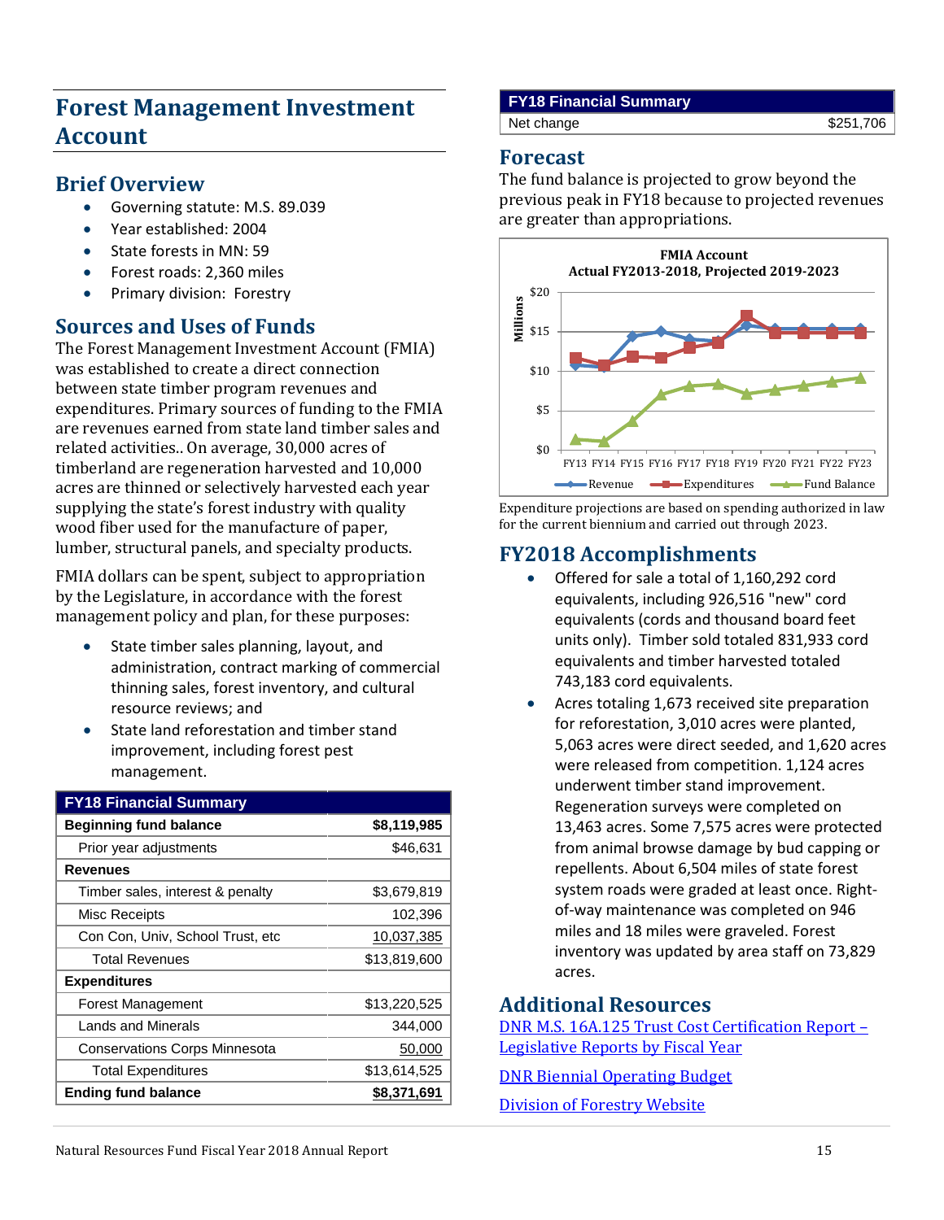# Forest Management Investment Account

## Brief Overview

- Governing statute: M.S. 89.039
- Year established: 2004
- State forests in MN: 59
- Forest roads: 2,360 miles
- Primary division: Forestry

## Sources and Uses of Funds

The Forest Management Investment Account (FMIA) was established to create a direct connection between state timber program revenues and expenditures. Primary sources of funding to the FMIA are revenues earned from state land timber sales and related activities.. On average, 30,000 acres of timberland are regeneration harvested and 10,000 acres are thinned or selectively harvested each year supplying the state's forest industry with quality wood fiber used for the manufacture of paper, lumber, structural panels, and specialty products.

FMIA dollars can be spent, subject to appropriation by the Legislature, in accordance with the forest management policy and plan, for these purposes:

- State timber sales planning, layout, and administration, contract marking of commercial thinning sales, forest inventory, and cultural resource reviews; and
- State land reforestation and timber stand improvement, including forest pest management.

| FY18 Financial Summary | |
|---|---|
| **Beginning fund balance** | **$8,119,985** |
| Prior year adjustments | $46,631 |
| **Revenues** | |
| Timber sales, interest & penalty | $3,679,819 |
| Misc Receipts | 102,396 |
| Con Con, Univ, School Trust, etc | 10,037,385 |
| Total Revenues | $13,819,600 |
| **Expenditures** | |
| Forest Management | $13,220,525 |
| Lands and Minerals | 344,000 |
| Conservations Corps Minnesota | 50,000 |
| Total Expenditures | $13,614,525 |
| **Ending fund balance** | **$8,371,691** |

| FY18 Financial Summary | |
|---|---|
| Net change | $251,706 |

## Forecast

The fund balance is projected to grow beyond the previous peak in FY18 because to projected revenues are greater than appropriations.

**FMIA Account**
**Actual FY2013-2018, Projected 2019-2023**

Expenditure projections are based on spending authorized in law for the current biennium and carried out through 2023.

## FY2018 Accomplishments

- Offered for sale a total of 1,160,292 cord equivalents, including 926,516 "new" cord equivalents (cords and thousand board feet units only). Timber sold totaled 831,933 cord equivalents and timber harvested totaled 743,183 cord equivalents.
- Acres totaling 1,673 received site preparation for reforestation, 3,010 acres were planted, 5,063 acres were direct seeded, and 1,620 acres were released from competition. 1,124 acres underwent timber stand improvement. Regeneration surveys were completed on 13,463 acres. Some 7,575 acres were protected from animal browse damage by bud capping or repellents. About 6,504 miles of state forest system roads were graded at least once. Right-of-way maintenance was completed on 946 miles and 18 miles were graveled. Forest inventory was updated by area staff on 73,829 acres.

## Additional Resources

DNR M.S. 16A.125 Trust Cost Certification Report – Legislative Reports by Fiscal Year

DNR Biennial Operating Budget

Division of Forestry Website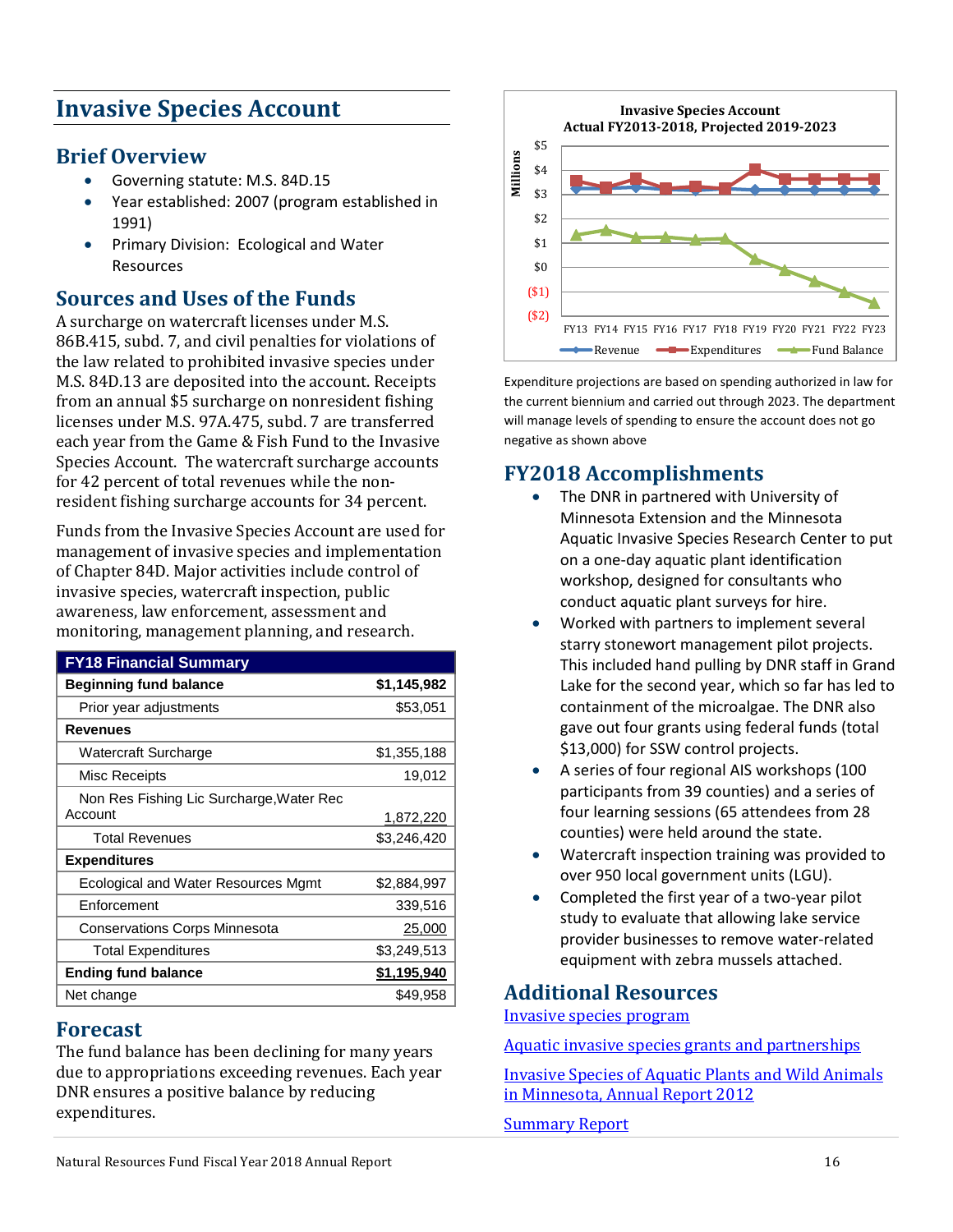# Invasive Species Account

## Brief Overview

- Governing statute: M.S. 84D.15
- Year established: 2007 (program established in 1991)
- Primary Division: Ecological and Water Resources

## Sources and Uses of the Funds

A surcharge on watercraft licenses under M.S. 86B.415, subd. 7, and civil penalties for violations of the law related to prohibited invasive species under M.S. 84D.13 are deposited into the account. Receipts from an annual $5 surcharge on nonresident fishing licenses under M.S. 97A.475, subd. 7 are transferred each year from the Game & Fish Fund to the Invasive Species Account. The watercraft surcharge accounts for 42 percent of total revenues while the non-resident fishing surcharge accounts for 34 percent.

Funds from the Invasive Species Account are used for management of invasive species and implementation of Chapter 84D. Major activities include control of invasive species, watercraft inspection, public awareness, law enforcement, assessment and monitoring, management planning, and research.

| FY18 Financial Summary | |
|---|---|
| **Beginning fund balance** | **$1,145,982** |
| Prior year adjustments | $53,051 |
| **Revenues** | |
| Watercraft Surcharge | $1,355,188 |
| Misc Receipts | 19,012 |
| Non Res Fishing Lic Surcharge,Water Rec Account | 1,872,220 |
| Total Revenues | $3,246,420 |
| **Expenditures** | |
| Ecological and Water Resources Mgmt | $2,884,997 |
| Enforcement | 339,516 |
| Conservations Corps Minnesota | 25,000 |
| Total Expenditures | $3,249,513 |
| **Ending fund balance** | **$1,195,940** |
| Net change | $49,958 |

## Forecast

The fund balance has been declining for many years due to appropriations exceeding revenues. Each year DNR ensures a positive balance by reducing expenditures.

**Invasive Species Account**
**Actual FY2013-2018, Projected 2019-2023**

Expenditure projections are based on spending authorized in law for the current biennium and carried out through 2023. The department will manage levels of spending to ensure the account does not go negative as shown above

## FY2018 Accomplishments

- The DNR in partnered with University of Minnesota Extension and the Minnesota Aquatic Invasive Species Research Center to put on a one-day aquatic plant identification workshop, designed for consultants who conduct aquatic plant surveys for hire.
- Worked with partners to implement several starry stonewort management pilot projects. This included hand pulling by DNR staff in Grand Lake for the second year, which so far has led to containment of the microalgae. The DNR also gave out four grants using federal funds (total $13,000) for SSW control projects.
- A series of four regional AIS workshops (100 participants from 39 counties) and a series of four learning sessions (65 attendees from 28 counties) were held around the state.
- Watercraft inspection training was provided to over 950 local government units (LGU).
- Completed the first year of a two-year pilot study to evaluate that allowing lake service provider businesses to remove water-related equipment with zebra mussels attached.

## Additional Resources

Invasive species program

Aquatic invasive species grants and partnerships

Invasive Species of Aquatic Plants and Wild Animals in Minnesota, Annual Report 2012

Summary Report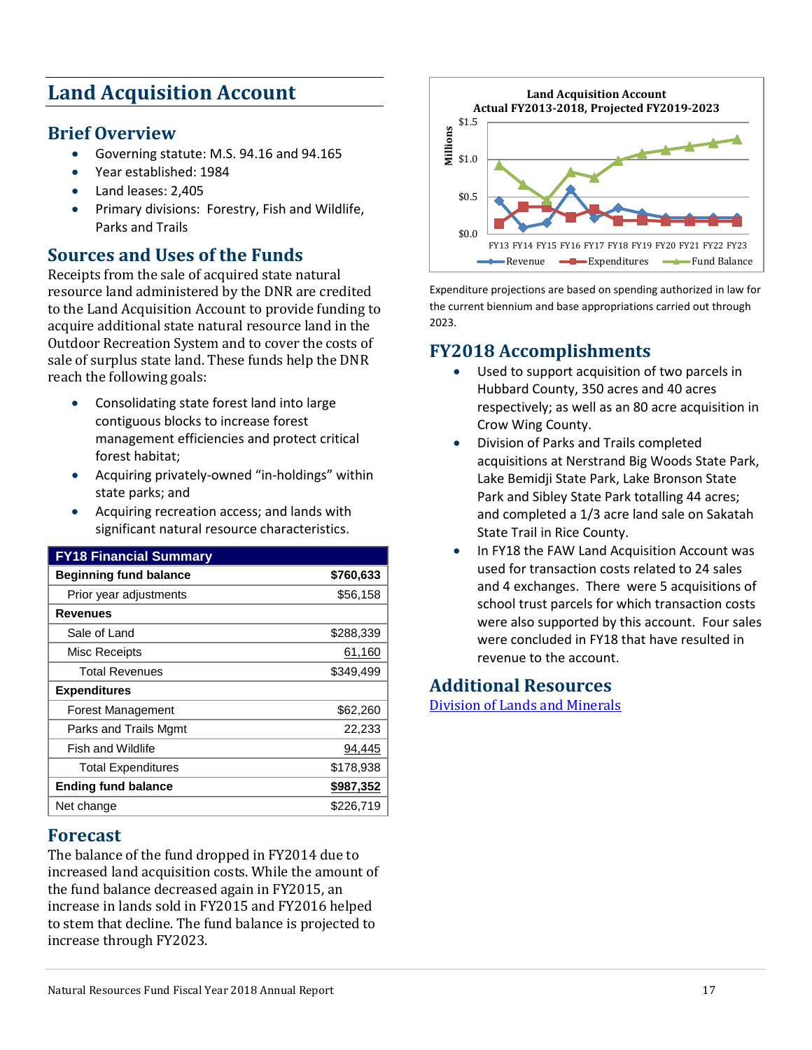# Land Acquisition Account

## Brief Overview

- Governing statute: M.S. 94.16 and 94.165
- Year established: 1984
- Land leases: 2,405
- Primary divisions: Forestry, Fish and Wildlife, Parks and Trails

## Sources and Uses of the Funds

Receipts from the sale of acquired state natural resource land administered by the DNR are credited to the Land Acquisition Account to provide funding to acquire additional state natural resource land in the Outdoor Recreation System and to cover the costs of sale of surplus state land. These funds help the DNR reach the following goals:

- Consolidating state forest land into large contiguous blocks to increase forest management efficiencies and protect critical forest habitat;
- Acquiring privately-owned "in-holdings" within state parks; and
- Acquiring recreation access; and lands with significant natural resource characteristics.

| FY18 Financial Summary | |
|---|---|
| **Beginning fund balance** | **$760,633** |
| Prior year adjustments | $56,158 |
| **Revenues** | |
| Sale of Land | $288,339 |
| Misc Receipts | 61,160 |
| Total Revenues | $349,499 |
| **Expenditures** | |
| Forest Management | $62,260 |
| Parks and Trails Mgmt | 22,233 |
| Fish and Wildlife | 94,445 |
| Total Expenditures | $178,938 |
| **Ending fund balance** | **$987,352** |
| Net change | $226,719 |

## Forecast

The balance of the fund dropped in FY2014 due to increased land acquisition costs. While the amount of the fund balance decreased again in FY2015, an increase in lands sold in FY2015 and FY2016 helped to stem that decline. The fund balance is projected to increase through FY2023.

Land Acquisition Account
Actual FY2013-2018, Projected FY2019-2023

Expenditure projections are based on spending authorized in law for the current biennium and base appropriations carried out through 2023.

## FY2018 Accomplishments

- Used to support acquisition of two parcels in Hubbard County, 350 acres and 40 acres respectively; as well as an 80 acre acquisition in Crow Wing County.
- Division of Parks and Trails completed acquisitions at Nerstrand Big Woods State Park, Lake Bemidji State Park, Lake Bronson State Park and Sibley State Park totalling 44 acres; and completed a 1/3 acre land sale on Sakatah State Trail in Rice County.
- In FY18 the FAW Land Acquisition Account was used for transaction costs related to 24 sales and 4 exchanges. There were 5 acquisitions of school trust parcels for which transaction costs were also supported by this account. Four sales were concluded in FY18 that have resulted in revenue to the account.

## Additional Resources

[Division of Lands and Minerals]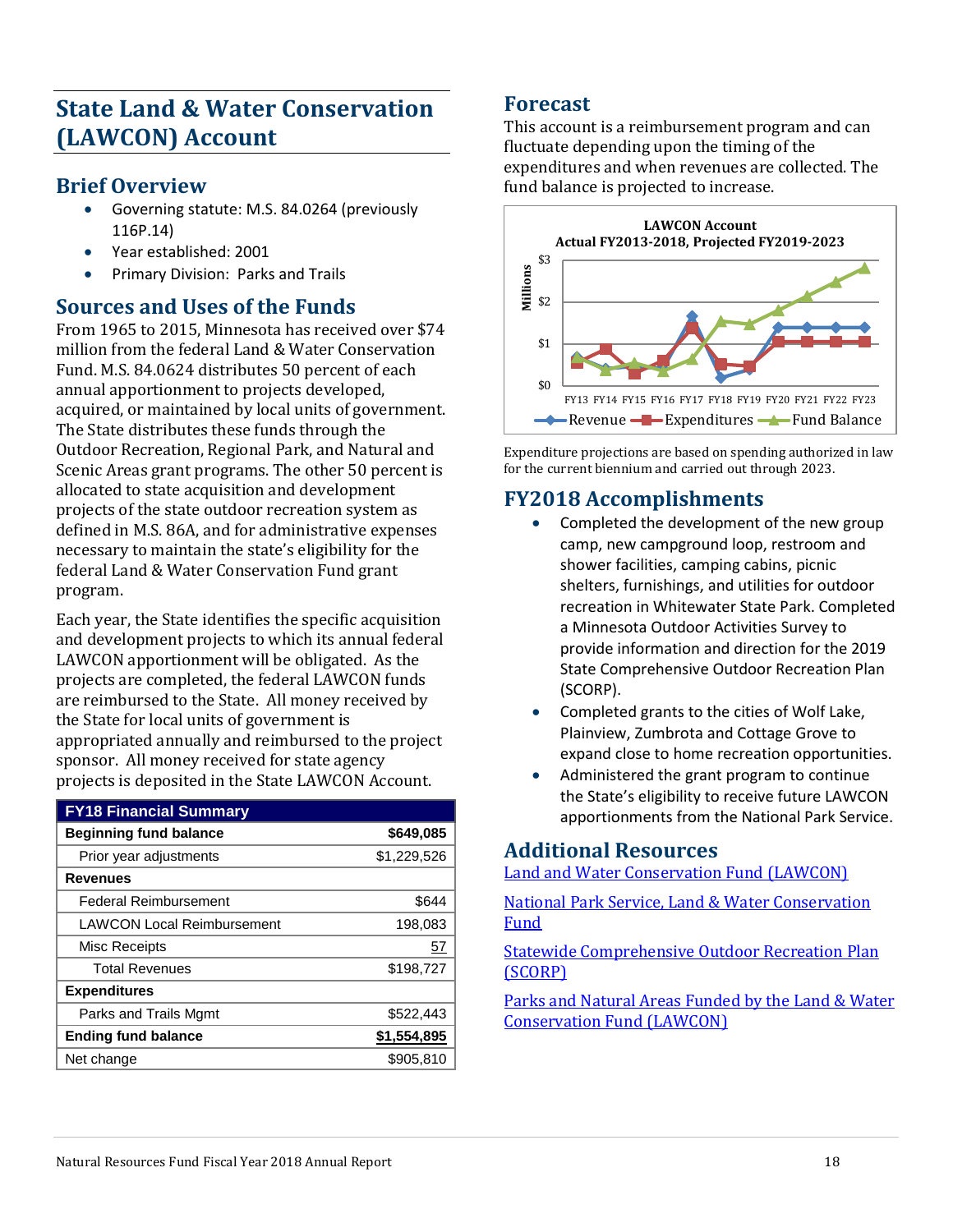# State Land & Water Conservation (LAWCON) Account

## Brief Overview

- Governing statute: M.S. 84.0264 (previously 116P.14)
- Year established: 2001
- Primary Division: Parks and Trails

## Sources and Uses of the Funds

From 1965 to 2015, Minnesota has received over $74 million from the federal Land & Water Conservation Fund. M.S. 84.0624 distributes 50 percent of each annual apportionment to projects developed, acquired, or maintained by local units of government. The State distributes these funds through the Outdoor Recreation, Regional Park, and Natural and Scenic Areas grant programs. The other 50 percent is allocated to state acquisition and development projects of the state outdoor recreation system as defined in M.S. 86A, and for administrative expenses necessary to maintain the state's eligibility for the federal Land & Water Conservation Fund grant program.

Each year, the State identifies the specific acquisition and development projects to which its annual federal LAWCON apportionment will be obligated. As the projects are completed, the federal LAWCON funds are reimbursed to the State. All money received by the State for local units of government is appropriated annually and reimbursed to the project sponsor. All money received for state agency projects is deposited in the State LAWCON Account.

| FY18 Financial Summary | |
|---|---|
| **Beginning fund balance** | **$649,085** |
| Prior year adjustments | $1,229,526 |
| **Revenues** | |
| Federal Reimbursement | $644 |
| LAWCON Local Reimbursement | 198,083 |
| Misc Receipts | 57 |
| Total Revenues | $198,727 |
| **Expenditures** | |
| Parks and Trails Mgmt | $522,443 |
| **Ending fund balance** | **$1,554,895** |
| Net change | $905,810 |

## Forecast

This account is a reimbursement program and can fluctuate depending upon the timing of the expenditures and when revenues are collected. The fund balance is projected to increase.

Expenditure projections are based on spending authorized in law for the current biennium and carried out through 2023.

## FY2018 Accomplishments

- Completed the development of the new group camp, new campground loop, restroom and shower facilities, camping cabins, picnic shelters, furnishings, and utilities for outdoor recreation in Whitewater State Park. Completed a Minnesota Outdoor Activities Survey to provide information and direction for the 2019 State Comprehensive Outdoor Recreation Plan (SCORP).
- Completed grants to the cities of Wolf Lake, Plainview, Zumbrota and Cottage Grove to expand close to home recreation opportunities.
- Administered the grant program to continue the State's eligibility to receive future LAWCON apportionments from the National Park Service.

## Additional Resources

[Land and Water Conservation Fund (LAWCON)]()

[National Park Service, Land & Water Conservation Fund]()

[Statewide Comprehensive Outdoor Recreation Plan (SCORP)]()

[Parks and Natural Areas Funded by the Land & Water Conservation Fund (LAWCON)]()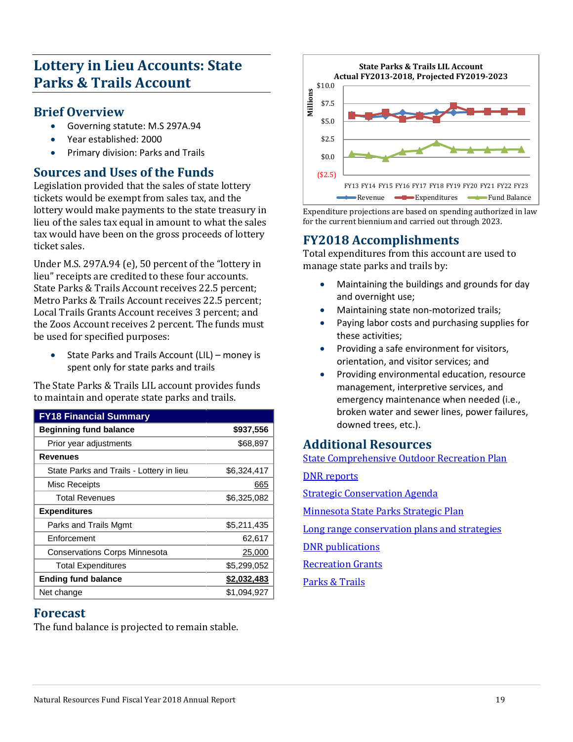# Lottery in Lieu Accounts: State Parks & Trails Account

## Brief Overview

- Governing statute: M.S 297A.94
- Year established: 2000
- Primary division: Parks and Trails

## Sources and Uses of the Funds

Legislation provided that the sales of state lottery tickets would be exempt from sales tax, and the lottery would make payments to the state treasury in lieu of the sales tax equal in amount to what the sales tax would have been on the gross proceeds of lottery ticket sales.

Under M.S. 297A.94 (e), 50 percent of the "lottery in lieu" receipts are credited to these four accounts. State Parks & Trails Account receives 22.5 percent; Metro Parks & Trails Account receives 22.5 percent; Local Trails Grants Account receives 3 percent; and the Zoos Account receives 2 percent. The funds must be used for specified purposes:

- State Parks and Trails Account (LIL) – money is spent only for state parks and trails

The State Parks & Trails LIL account provides funds to maintain and operate state parks and trails.

| FY18 Financial Summary | |
|---|---|
| **Beginning fund balance** | **$937,556** |
| Prior year adjustments | $68,897 |
| **Revenues** | |
| State Parks and Trails - Lottery in lieu | $6,324,417 |
| Misc Receipts | 665 |
| Total Revenues | $6,325,082 |
| **Expenditures** | |
| Parks and Trails Mgmt | $5,211,435 |
| Enforcement | 62,617 |
| Conservations Corps Minnesota | 25,000 |
| Total Expenditures | $5,299,052 |
| **Ending fund balance** | **$2,032,483** |
| Net change | $1,094,927 |

## Forecast

The fund balance is projected to remain stable.

State Parks & Trails LIL Account
Actual FY2013-2018, Projected FY2019-2023

Expenditure projections are based on spending authorized in law for the current biennium and carried out through 2023.

## FY2018 Accomplishments

Total expenditures from this account are used to manage state parks and trails by:

- Maintaining the buildings and grounds for day and overnight use;
- Maintaining state non-motorized trails;
- Paying labor costs and purchasing supplies for these activities;
- Providing a safe environment for visitors, orientation, and visitor services; and
- Providing environmental education, resource management, interpretive services, and emergency maintenance when needed (i.e., broken water and sewer lines, power failures, downed trees, etc.).

## Additional Resources

State Comprehensive Outdoor Recreation Plan

DNR reports

Strategic Conservation Agenda

Minnesota State Parks Strategic Plan

Long range conservation plans and strategies

DNR publications

Recreation Grants

Parks & Trails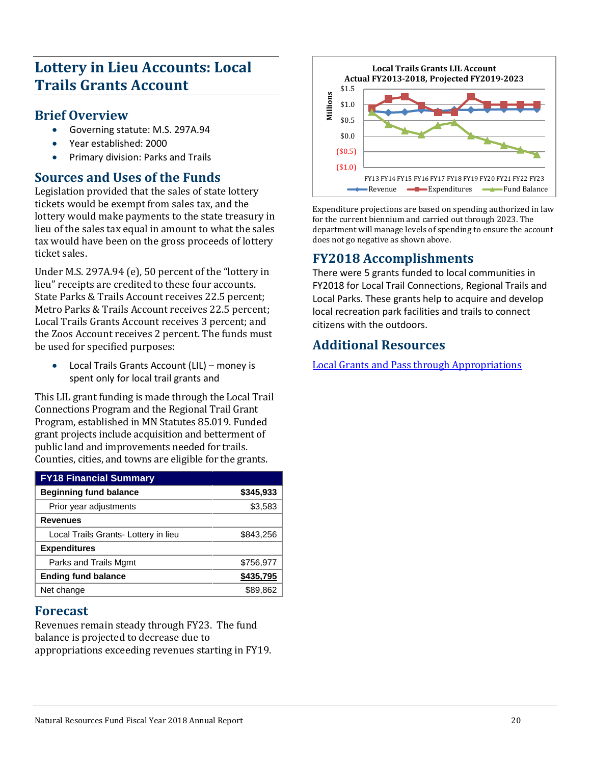# Lottery in Lieu Accounts: Local Trails Grants Account

## Brief Overview

- Governing statute: M.S. 297A.94
- Year established: 2000
- Primary division: Parks and Trails

## Sources and Uses of the Funds

Legislation provided that the sales of state lottery tickets would be exempt from sales tax, and the lottery would make payments to the state treasury in lieu of the sales tax equal in amount to what the sales tax would have been on the gross proceeds of lottery ticket sales.

Under M.S. 297A.94 (e), 50 percent of the "lottery in lieu" receipts are credited to these four accounts. State Parks & Trails Account receives 22.5 percent; Metro Parks & Trails Account receives 22.5 percent; Local Trails Grants Account receives 3 percent; and the Zoos Account receives 2 percent. The funds must be used for specified purposes:

- Local Trails Grants Account (LIL) – money is spent only for local trail grants and

This LIL grant funding is made through the Local Trail Connections Program and the Regional Trail Grant Program, established in MN Statutes 85.019. Funded grant projects include acquisition and betterment of public land and improvements needed for trails. Counties, cities, and towns are eligible for the grants.

| FY18 Financial Summary | |
|---|---|
| **Beginning fund balance** | **$345,933** |
| Prior year adjustments | $3,583 |
| **Revenues** | |
| Local Trails Grants- Lottery in lieu | $843,256 |
| **Expenditures** | |
| Parks and Trails Mgmt | $756,977 |
| **Ending fund balance** | **$435,795** |
| Net change | $89,862 |

## Forecast

Revenues remain steady through FY23. The fund balance is projected to decrease due to appropriations exceeding revenues starting in FY19.

**Local Trails Grants LIL Account**
**Actual FY2013-2018, Projected FY2019-2023**

Expenditure projections are based on spending authorized in law for the current biennium and carried out through 2023. The department will manage levels of spending to ensure the account does not go negative as shown above.

## FY2018 Accomplishments

There were 5 grants funded to local communities in FY2018 for Local Trail Connections, Regional Trails and Local Parks. These grants help to acquire and develop local recreation park facilities and trails to connect citizens with the outdoors.

## Additional Resources

[Local Grants and Pass through Appropriations]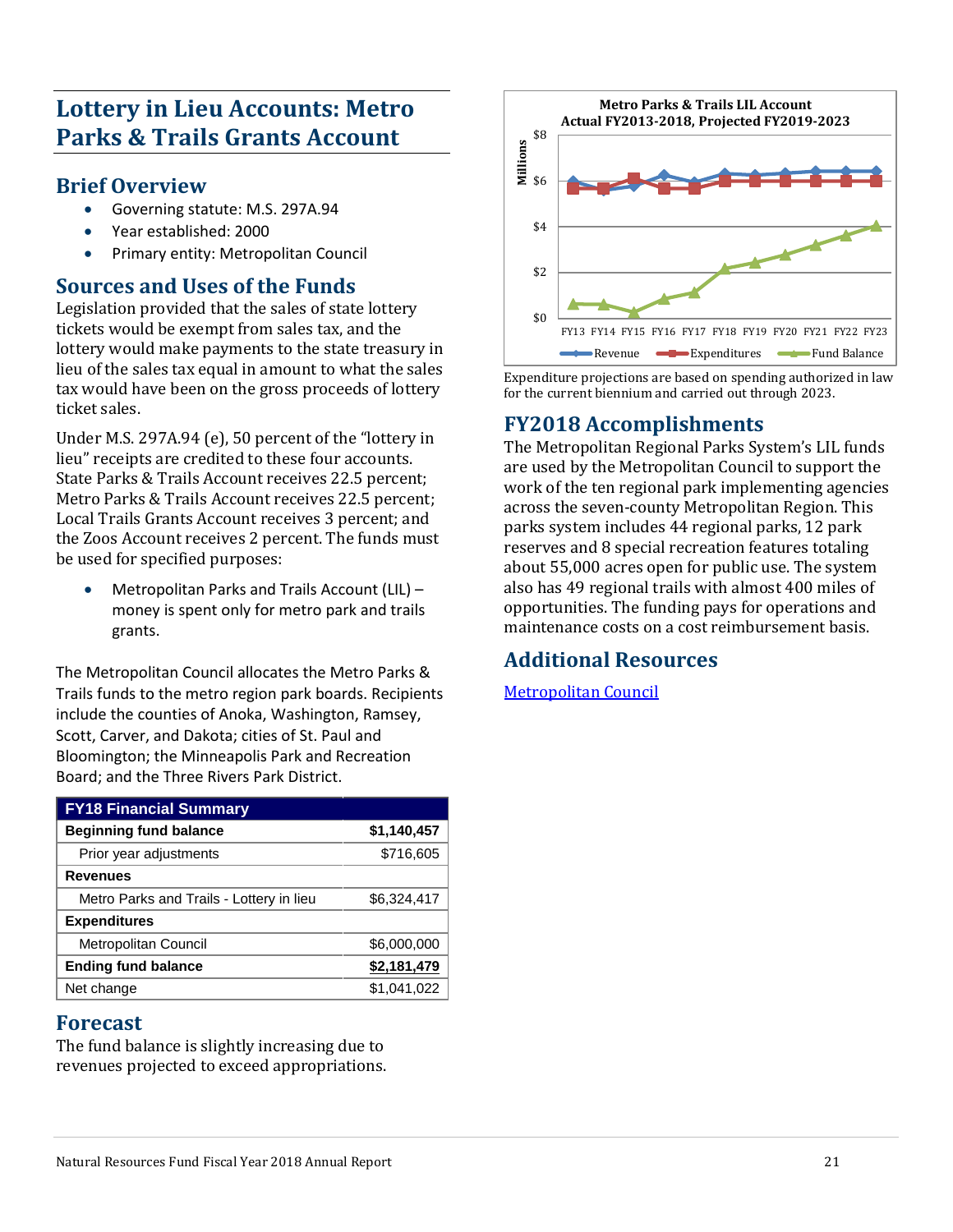# Lottery in Lieu Accounts: Metro Parks & Trails Grants Account

## Brief Overview

- Governing statute: M.S. 297A.94
- Year established: 2000
- Primary entity: Metropolitan Council

## Sources and Uses of the Funds

Legislation provided that the sales of state lottery tickets would be exempt from sales tax, and the lottery would make payments to the state treasury in lieu of the sales tax equal in amount to what the sales tax would have been on the gross proceeds of lottery ticket sales.

Under M.S. 297A.94 (e), 50 percent of the "lottery in lieu" receipts are credited to these four accounts. State Parks & Trails Account receives 22.5 percent; Metro Parks & Trails Account receives 22.5 percent; Local Trails Grants Account receives 3 percent; and the Zoos Account receives 2 percent. The funds must be used for specified purposes:

- Metropolitan Parks and Trails Account (LIL) – money is spent only for metro park and trails grants.

The Metropolitan Council allocates the Metro Parks & Trails funds to the metro region park boards. Recipients include the counties of Anoka, Washington, Ramsey, Scott, Carver, and Dakota; cities of St. Paul and Bloomington; the Minneapolis Park and Recreation Board; and the Three Rivers Park District.

| FY18 Financial Summary | |
|---|---|
| **Beginning fund balance** | **$1,140,457** |
| Prior year adjustments | $716,605 |
| **Revenues** | |
| Metro Parks and Trails - Lottery in lieu | $6,324,417 |
| **Expenditures** | |
| Metropolitan Council | $6,000,000 |
| **Ending fund balance** | **$2,181,479** |
| Net change | $1,041,022 |

## Forecast

The fund balance is slightly increasing due to revenues projected to exceed appropriations.

**Metro Parks & Trails LIL Account**
**Actual FY2013-2018, Projected FY2019-2023**

Expenditure projections are based on spending authorized in law for the current biennium and carried out through 2023.

## FY2018 Accomplishments

The Metropolitan Regional Parks System's LIL funds are used by the Metropolitan Council to support the work of the ten regional park implementing agencies across the seven-county Metropolitan Region. This parks system includes 44 regional parks, 12 park reserves and 8 special recreation features totaling about 55,000 acres open for public use. The system also has 49 regional trails with almost 400 miles of opportunities. The funding pays for operations and maintenance costs on a cost reimbursement basis.

## Additional Resources

[Metropolitan Council]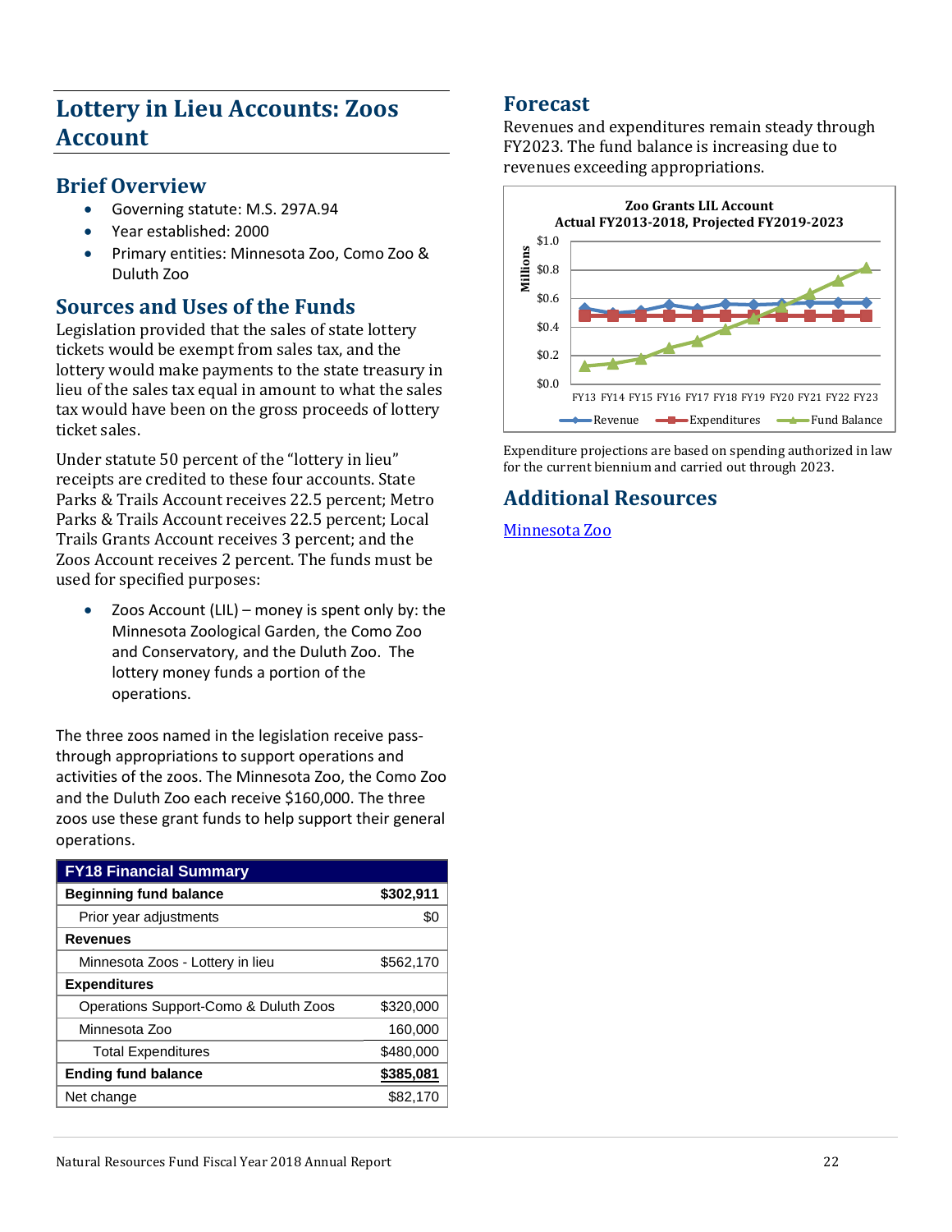# Lottery in Lieu Accounts: Zoos Account

## Brief Overview

- Governing statute: M.S. 297A.94
- Year established: 2000
- Primary entities: Minnesota Zoo, Como Zoo & Duluth Zoo

## Sources and Uses of the Funds

Legislation provided that the sales of state lottery tickets would be exempt from sales tax, and the lottery would make payments to the state treasury in lieu of the sales tax equal in amount to what the sales tax would have been on the gross proceeds of lottery ticket sales.

Under statute 50 percent of the "lottery in lieu" receipts are credited to these four accounts. State Parks & Trails Account receives 22.5 percent; Metro Parks & Trails Account receives 22.5 percent; Local Trails Grants Account receives 3 percent; and the Zoos Account receives 2 percent. The funds must be used for specified purposes:

- Zoos Account (LIL) – money is spent only by: the Minnesota Zoological Garden, the Como Zoo and Conservatory, and the Duluth Zoo. The lottery money funds a portion of the operations.

The three zoos named in the legislation receive pass-through appropriations to support operations and activities of the zoos. The Minnesota Zoo, the Como Zoo and the Duluth Zoo each receive $160,000. The three zoos use these grant funds to help support their general operations.

| FY18 Financial Summary | |
|---|---|
| **Beginning fund balance** | **$302,911** |
| Prior year adjustments | $0 |
| **Revenues** | |
| Minnesota Zoos - Lottery in lieu | $562,170 |
| **Expenditures** | |
| Operations Support-Como & Duluth Zoos | $320,000 |
| Minnesota Zoo | 160,000 |
| Total Expenditures | $480,000 |
| **Ending fund balance** | **$385,081** |
| Net change | $82,170 |

## Forecast

Revenues and expenditures remain steady through FY2023. The fund balance is increasing due to revenues exceeding appropriations.

Expenditure projections are based on spending authorized in law for the current biennium and carried out through 2023.

## Additional Resources

[Minnesota Zoo]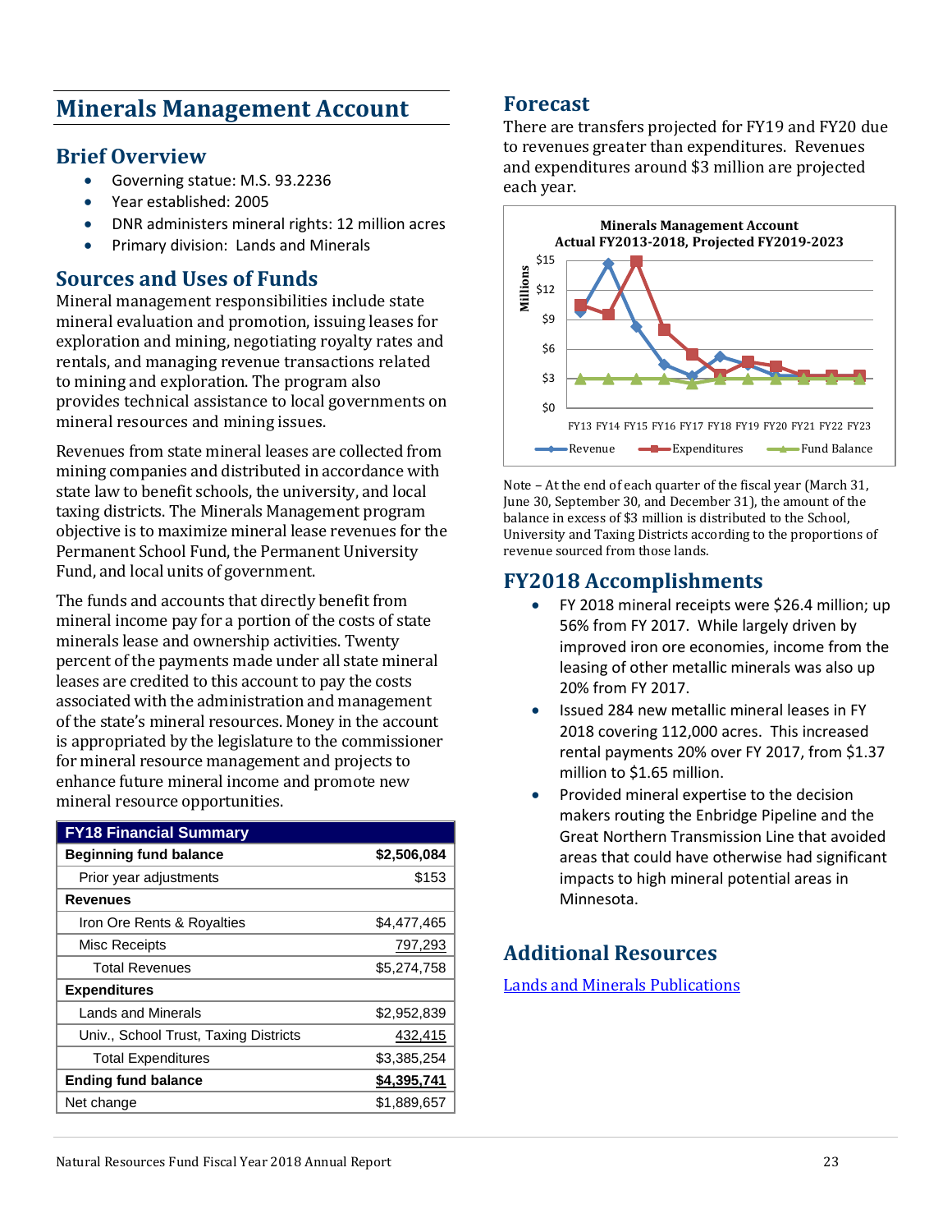# Minerals Management Account

## Brief Overview

- Governing statue: M.S. 93.2236
- Year established: 2005
- DNR administers mineral rights: 12 million acres
- Primary division: Lands and Minerals

## Sources and Uses of Funds

Mineral management responsibilities include state mineral evaluation and promotion, issuing leases for exploration and mining, negotiating royalty rates and rentals, and managing revenue transactions related to mining and exploration. The program also provides technical assistance to local governments on mineral resources and mining issues.

Revenues from state mineral leases are collected from mining companies and distributed in accordance with state law to benefit schools, the university, and local taxing districts. The Minerals Management program objective is to maximize mineral lease revenues for the Permanent School Fund, the Permanent University Fund, and local units of government.

The funds and accounts that directly benefit from mineral income pay for a portion of the costs of state minerals lease and ownership activities. Twenty percent of the payments made under all state mineral leases are credited to this account to pay the costs associated with the administration and management of the state's mineral resources. Money in the account is appropriated by the legislature to the commissioner for mineral resource management and projects to enhance future mineral income and promote new mineral resource opportunities.

| FY18 Financial Summary | |
|---|---|
| **Beginning fund balance** | **$2,506,084** |
| Prior year adjustments | $153 |
| **Revenues** | |
| Iron Ore Rents & Royalties | $4,477,465 |
| Misc Receipts | 797,293 |
| Total Revenues | $5,274,758 |
| **Expenditures** | |
| Lands and Minerals | $2,952,839 |
| Univ., School Trust, Taxing Districts | 432,415 |
| Total Expenditures | $3,385,254 |
| **Ending fund balance** | **$4,395,741** |
| Net change | $1,889,657 |

## Forecast

There are transfers projected for FY19 and FY20 due to revenues greater than expenditures. Revenues and expenditures around $3 million are projected each year.

**Minerals Management Account**
**Actual FY2013-2018, Projected FY2019-2023**

| | FY13 | FY14 | FY15 | FY16 | FY17 | FY18 | FY19 | FY20 | FY21 | FY22 | FY23 |
|---|---|---|---|---|---|---|---|---|---|---|---|

(Millions; series: Revenue, Expenditures, Fund Balance; axis $0–$15)

Note – At the end of each quarter of the fiscal year (March 31, June 30, September 30, and December 31), the amount of the balance in excess of $3 million is distributed to the School, University and Taxing Districts according to the proportions of revenue sourced from those lands.

## FY2018 Accomplishments

- FY 2018 mineral receipts were $26.4 million; up 56% from FY 2017. While largely driven by improved iron ore economies, income from the leasing of other metallic minerals was also up 20% from FY 2017.
- Issued 284 new metallic mineral leases in FY 2018 covering 112,000 acres. This increased rental payments 20% over FY 2017, from $1.37 million to $1.65 million.
- Provided mineral expertise to the decision makers routing the Enbridge Pipeline and the Great Northern Transmission Line that avoided areas that could have otherwise had significant impacts to high mineral potential areas in Minnesota.

## Additional Resources

[Lands and Minerals Publications]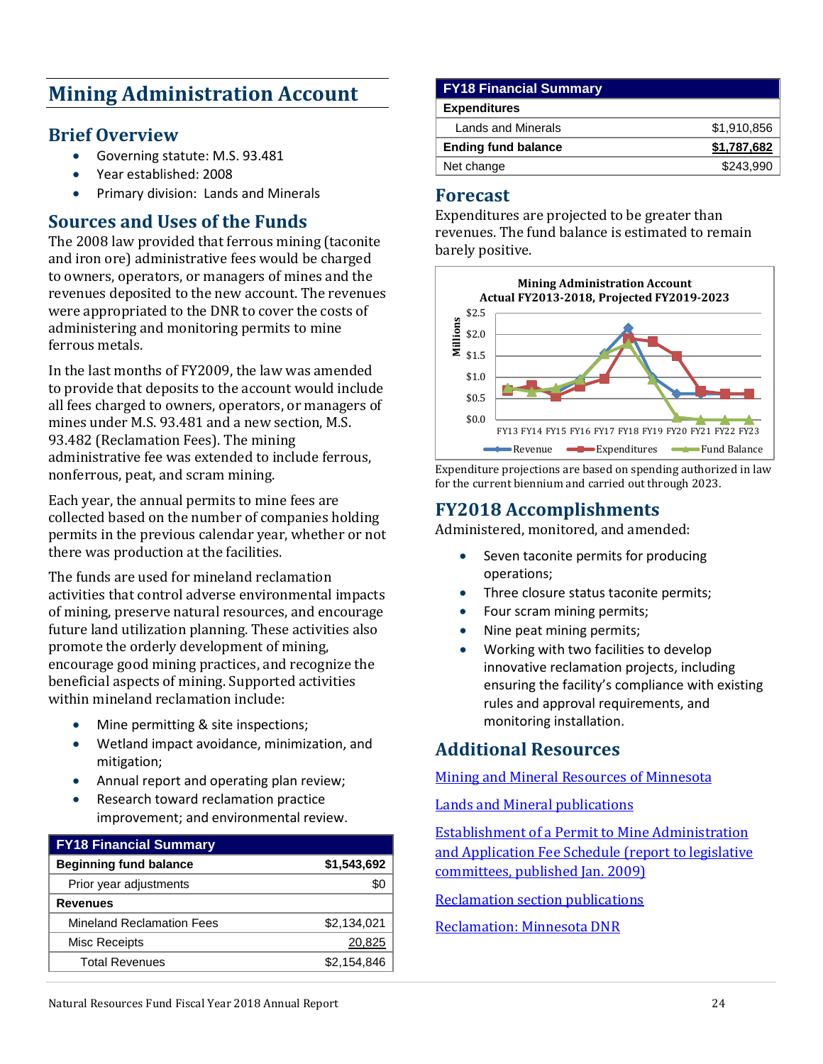# Mining Administration Account

## Brief Overview

- Governing statute: M.S. 93.481
- Year established: 2008
- Primary division: Lands and Minerals

## Sources and Uses of the Funds

The 2008 law provided that ferrous mining (taconite and iron ore) administrative fees would be charged to owners, operators, or managers of mines and the revenues deposited to the new account. The revenues were appropriated to the DNR to cover the costs of administering and monitoring permits to mine ferrous metals.

In the last months of FY2009, the law was amended to provide that deposits to the account would include all fees charged to owners, operators, or managers of mines under M.S. 93.481 and a new section, M.S. 93.482 (Reclamation Fees). The mining administrative fee was extended to include ferrous, nonferrous, peat, and scram mining.

Each year, the annual permits to mine fees are collected based on the number of companies holding permits in the previous calendar year, whether or not there was production at the facilities.

The funds are used for mineland reclamation activities that control adverse environmental impacts of mining, preserve natural resources, and encourage future land utilization planning. These activities also promote the orderly development of mining, encourage good mining practices, and recognize the beneficial aspects of mining. Supported activities within mineland reclamation include:

- Mine permitting & site inspections;
- Wetland impact avoidance, minimization, and mitigation;
- Annual report and operating plan review;
- Research toward reclamation practice improvement; and environmental review.

| FY18 Financial Summary | |
|---|---|
| **Beginning fund balance** | **$1,543,692** |
| Prior year adjustments | $0 |
| **Revenues** | |
| Mineland Reclamation Fees | $2,134,021 |
| Misc Receipts | 20,825 |
| Total Revenues | $2,154,846 |
| **Expenditures** | |
| Lands and Minerals | $1,910,856 |
| **Ending fund balance** | **$1,787,682** |
| Net change | $243,990 |

## Forecast

Expenditures are projected to be greater than revenues. The fund balance is estimated to remain barely positive.

Expenditure projections are based on spending authorized in law for the current biennium and carried out through 2023.

## FY2018 Accomplishments

Administered, monitored, and amended:

- Seven taconite permits for producing operations;
- Three closure status taconite permits;
- Four scram mining permits;
- Nine peat mining permits;
- Working with two facilities to develop innovative reclamation projects, including ensuring the facility's compliance with existing rules and approval requirements, and monitoring installation.

## Additional Resources

[Mining and Mineral Resources of Minnesota]

[Lands and Mineral publications]

[Establishment of a Permit to Mine Administration and Application Fee Schedule (report to legislative committees, published Jan. 2009)]

[Reclamation section publications]

[Reclamation: Minnesota DNR]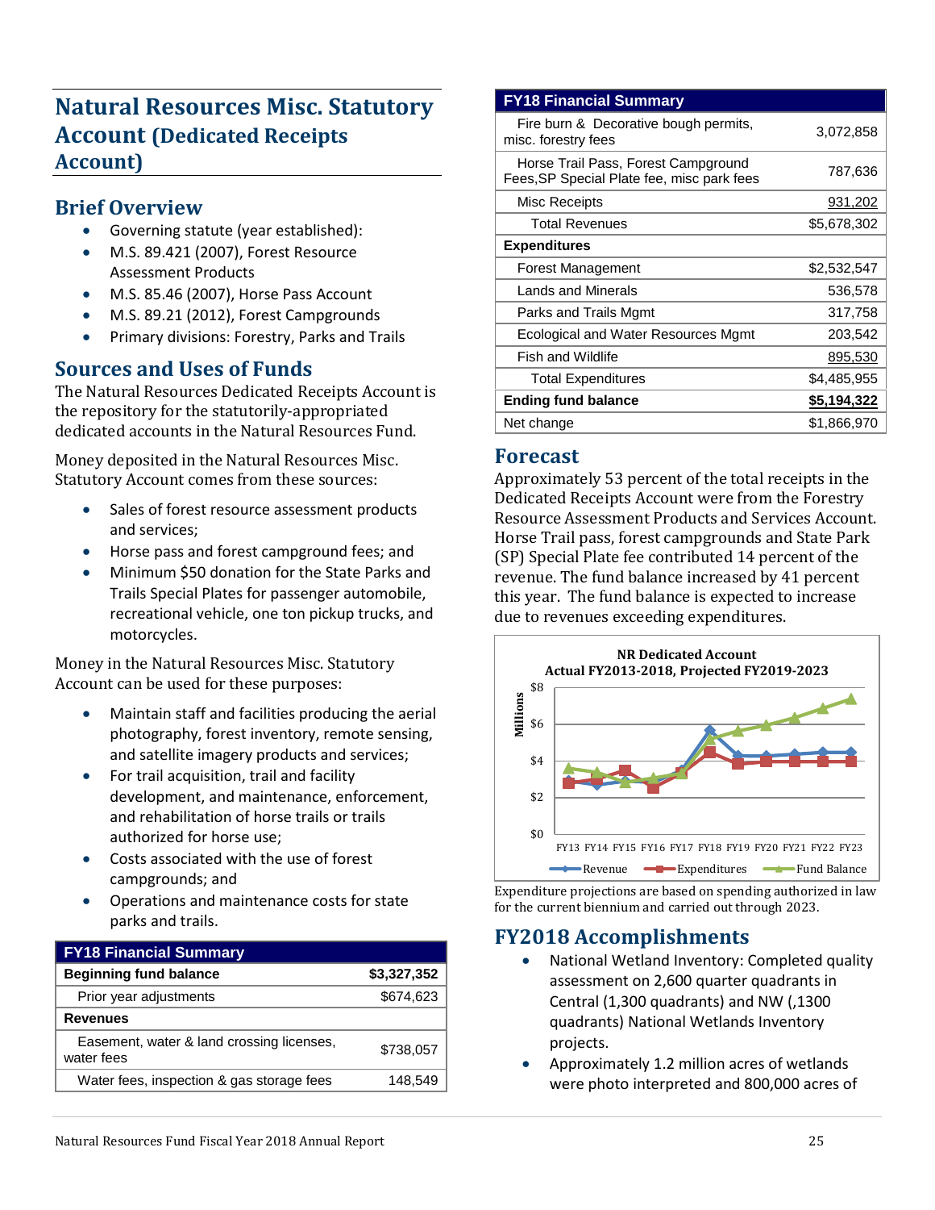# Natural Resources Misc. Statutory Account (Dedicated Receipts Account)

## Brief Overview

- Governing statute (year established):
- M.S. 89.421 (2007), Forest Resource Assessment Products
- M.S. 85.46 (2007), Horse Pass Account
- M.S. 89.21 (2012), Forest Campgrounds
- Primary divisions: Forestry, Parks and Trails

## Sources and Uses of Funds

The Natural Resources Dedicated Receipts Account is the repository for the statutorily-appropriated dedicated accounts in the Natural Resources Fund.

Money deposited in the Natural Resources Misc. Statutory Account comes from these sources:

- Sales of forest resource assessment products and services;
- Horse pass and forest campground fees; and
- Minimum $50 donation for the State Parks and Trails Special Plates for passenger automobile, recreational vehicle, one ton pickup trucks, and motorcycles.

Money in the Natural Resources Misc. Statutory Account can be used for these purposes:

- Maintain staff and facilities producing the aerial photography, forest inventory, remote sensing, and satellite imagery products and services;
- For trail acquisition, trail and facility development, and maintenance, enforcement, and rehabilitation of horse trails or trails authorized for horse use;
- Costs associated with the use of forest campgrounds; and
- Operations and maintenance costs for state parks and trails.

| FY18 Financial Summary | |
|---|---|
| **Beginning fund balance** | **$3,327,352** |
| Prior year adjustments | $674,623 |
| **Revenues** | |
| Easement, water & land crossing licenses, water fees | $738,057 |
| Water fees, inspection & gas storage fees | 148,549 |
| Fire burn & Decorative bough permits, misc. forestry fees | 3,072,858 |
| Horse Trail Pass, Forest Campground Fees, SP Special Plate fee, misc park fees | 787,636 |
| Misc Receipts | 931,202 |
| Total Revenues | $5,678,302 |
| **Expenditures** | |
| Forest Management | $2,532,547 |
| Lands and Minerals | 536,578 |
| Parks and Trails Mgmt | 317,758 |
| Ecological and Water Resources Mgmt | 203,542 |
| Fish and Wildlife | 895,530 |
| Total Expenditures | $4,485,955 |
| **Ending fund balance** | **$5,194,322** |
| Net change | $1,866,970 |

## Forecast

Approximately 53 percent of the total receipts in the Dedicated Receipts Account were from the Forestry Resource Assessment Products and Services Account. Horse Trail pass, forest campgrounds and State Park (SP) Special Plate fee contributed 14 percent of the revenue. The fund balance increased by 41 percent this year. The fund balance is expected to increase due to revenues exceeding expenditures.

**NR Dedicated Account**
**Actual FY2013-2018, Projected FY2019-2023**

Expenditure projections are based on spending authorized in law for the current biennium and carried out through 2023.

## FY2018 Accomplishments

- National Wetland Inventory: Completed quality assessment on 2,600 quarter quadrants in Central (1,300 quadrants) and NW (,1300 quadrants) National Wetlands Inventory projects.
- Approximately 1.2 million acres of wetlands were photo interpreted and 800,000 acres of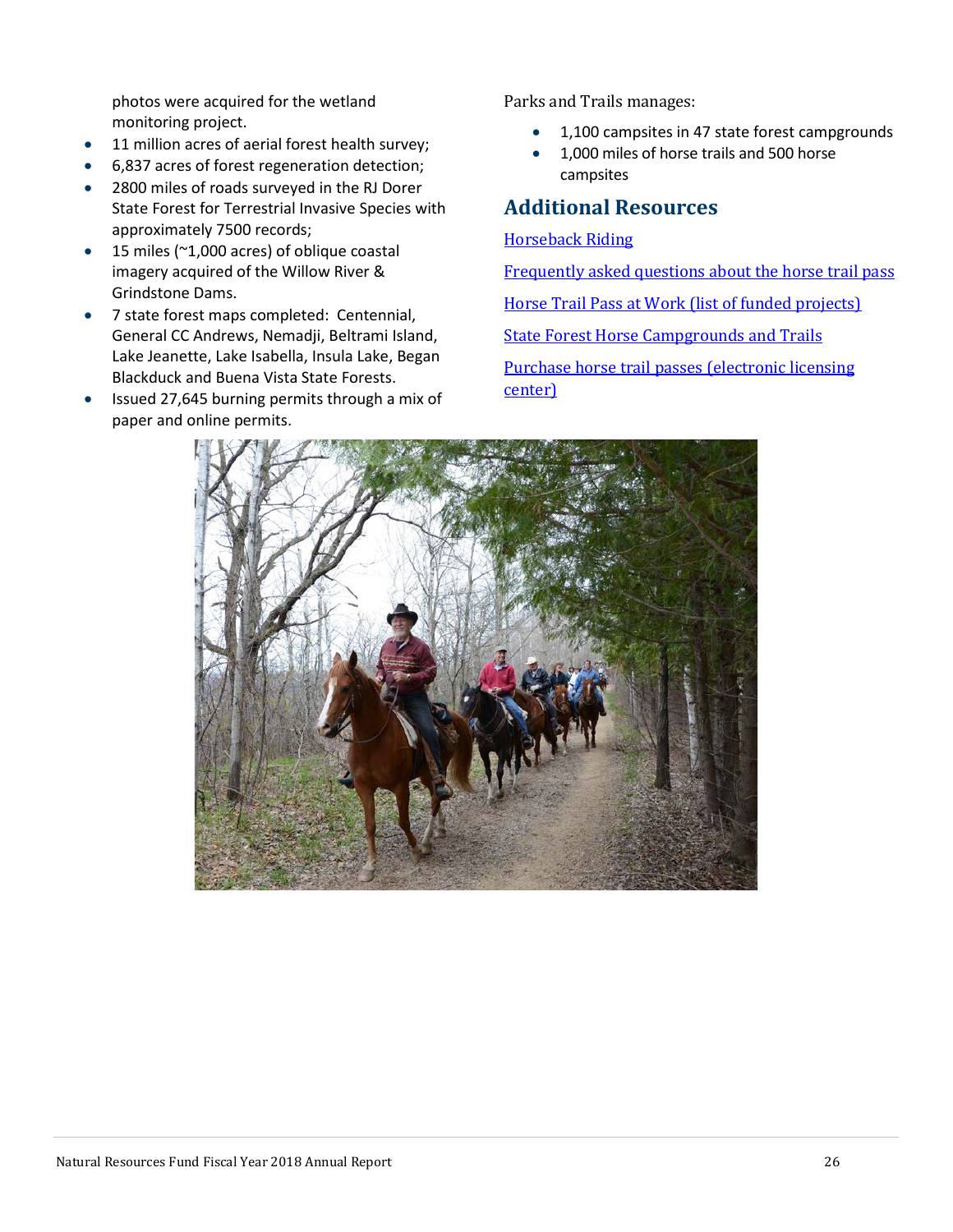photos were acquired for the wetland monitoring project.

- 11 million acres of aerial forest health survey;
- 6,837 acres of forest regeneration detection;
- 2800 miles of roads surveyed in the RJ Dorer State Forest for Terrestrial Invasive Species with approximately 7500 records;
- 15 miles (~1,000 acres) of oblique coastal imagery acquired of the Willow River & Grindstone Dams.
- 7 state forest maps completed: Centennial, General CC Andrews, Nemadji, Beltrami Island, Lake Jeanette, Lake Isabella, Insula Lake, Began Blackduck and Buena Vista State Forests.
- Issued 27,645 burning permits through a mix of paper and online permits.

Parks and Trails manages:

- 1,100 campsites in 47 state forest campgrounds
- 1,000 miles of horse trails and 500 horse campsites

## Additional Resources

Horseback Riding

Frequently asked questions about the horse trail pass

Horse Trail Pass at Work (list of funded projects)

State Forest Horse Campgrounds and Trails

Purchase horse trail passes (electronic licensing center)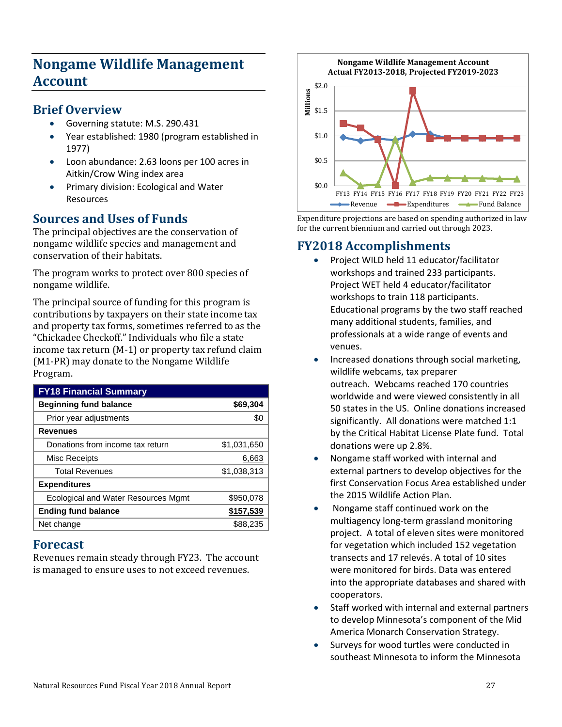# Nongame Wildlife Management Account

## Brief Overview

- Governing statute: M.S. 290.431
- Year established: 1980 (program established in 1977)
- Loon abundance: 2.63 loons per 100 acres in Aitkin/Crow Wing index area
- Primary division: Ecological and Water Resources

## Sources and Uses of Funds

The principal objectives are the conservation of nongame wildlife species and management and conservation of their habitats.

The program works to protect over 800 species of nongame wildlife.

The principal source of funding for this program is contributions by taxpayers on their state income tax and property tax forms, sometimes referred to as the "Chickadee Checkoff." Individuals who file a state income tax return (M-1) or property tax refund claim (M1-PR) may donate to the Nongame Wildlife Program.

| FY18 Financial Summary | |
|---|---|
| **Beginning fund balance** | **$69,304** |
| Prior year adjustments | $0 |
| **Revenues** | |
| Donations from income tax return | $1,031,650 |
| Misc Receipts | 6,663 |
| Total Revenues | $1,038,313 |
| **Expenditures** | |
| Ecological and Water Resources Mgmt | $950,078 |
| **Ending fund balance** | **$157,539** |
| Net change | $88,235 |

## Forecast

Revenues remain steady through FY23. The account is managed to ensure uses to not exceed revenues.

**Nongame Wildlife Management Account Actual FY2013-2018, Projected FY2019-2023**

Expenditure projections are based on spending authorized in law for the current biennium and carried out through 2023.

## FY2018 Accomplishments

- Project WILD held 11 educator/facilitator workshops and trained 233 participants. Project WET held 4 educator/facilitator workshops to train 118 participants. Educational programs by the two staff reached many additional students, families, and professionals at a wide range of events and venues.
- Increased donations through social marketing, wildlife webcams, tax preparer outreach. Webcams reached 170 countries worldwide and were viewed consistently in all 50 states in the US. Online donations increased significantly. All donations were matched 1:1 by the Critical Habitat License Plate fund. Total donations were up 2.8%.
- Nongame staff worked with internal and external partners to develop objectives for the first Conservation Focus Area established under the 2015 Wildlife Action Plan.
- Nongame staff continued work on the multiagency long-term grassland monitoring project. A total of eleven sites were monitored for vegetation which included 152 vegetation transects and 17 relevés. A total of 10 sites were monitored for birds. Data was entered into the appropriate databases and shared with cooperators.
- Staff worked with internal and external partners to develop Minnesota's component of the Mid America Monarch Conservation Strategy.
- Surveys for wood turtles were conducted in southeast Minnesota to inform the Minnesota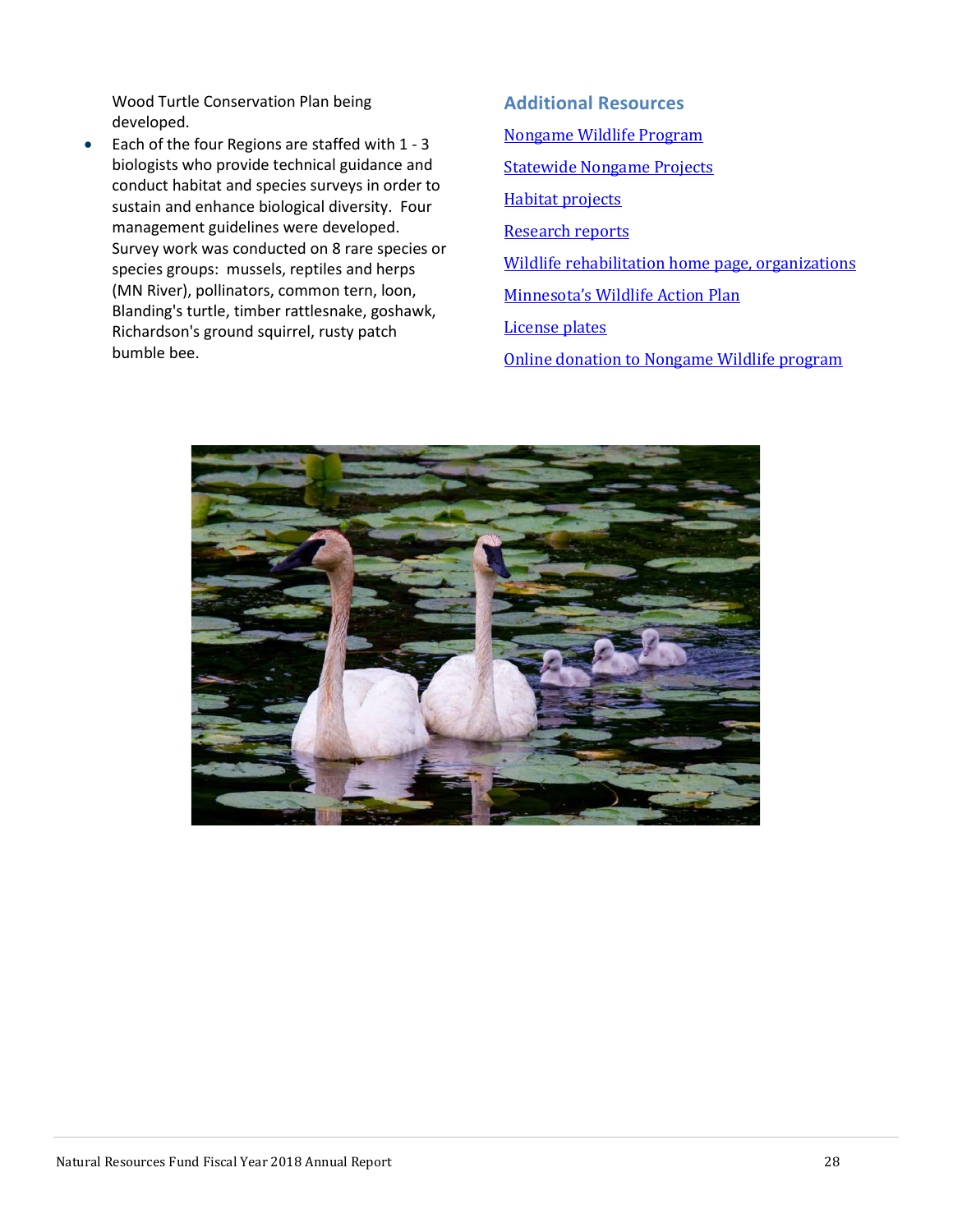Wood Turtle Conservation Plan being developed.

- Each of the four Regions are staffed with 1 - 3 biologists who provide technical guidance and conduct habitat and species surveys in order to sustain and enhance biological diversity.  Four management guidelines were developed.  Survey work was conducted on 8 rare species or species groups:  mussels, reptiles and herps (MN River), pollinators, common tern, loon, Blanding's turtle, timber rattlesnake, goshawk, Richardson's ground squirrel, rusty patch bumble bee.

## Additional Resources

Nongame Wildlife Program

Statewide Nongame Projects

Habitat projects

Research reports

Wildlife rehabilitation home page, organizations

Minnesota's Wildlife Action Plan

License plates

Online donation to Nongame Wildlife program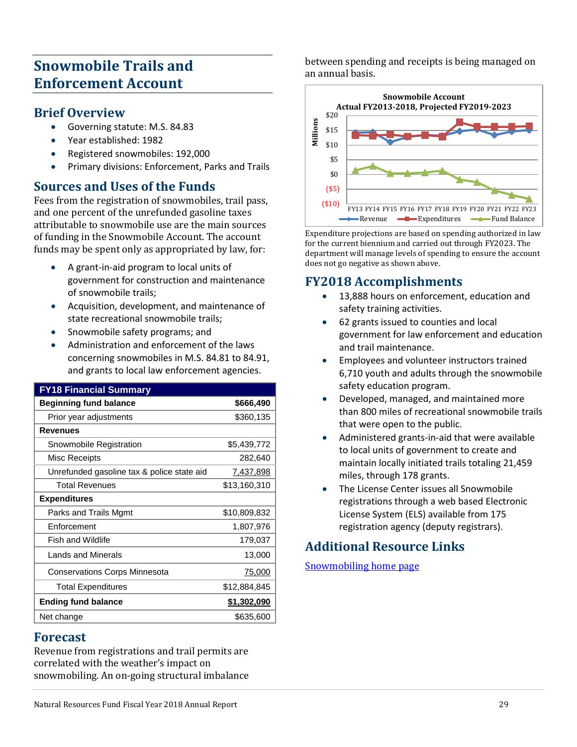# Snowmobile Trails and Enforcement Account

## Brief Overview

- Governing statute: M.S. 84.83
- Year established: 1982
- Registered snowmobiles: 192,000
- Primary divisions: Enforcement, Parks and Trails

## Sources and Uses of the Funds

Fees from the registration of snowmobiles, trail pass, and one percent of the unrefunded gasoline taxes attributable to snowmobile use are the main sources of funding in the Snowmobile Account. The account funds may be spent only as appropriated by law, for:

- A grant-in-aid program to local units of government for construction and maintenance of snowmobile trails;
- Acquisition, development, and maintenance of state recreational snowmobile trails;
- Snowmobile safety programs; and
- Administration and enforcement of the laws concerning snowmobiles in M.S. 84.81 to 84.91, and grants to local law enforcement agencies.

| FY18 Financial Summary | |
|---|---|
| **Beginning fund balance** | **$666,490** |
| Prior year adjustments | $360,135 |
| **Revenues** | |
| Snowmobile Registration | $5,439,772 |
| Misc Receipts | 282,640 |
| Unrefunded gasoline tax & police state aid | 7,437,898 |
| Total Revenues | $13,160,310 |
| **Expenditures** | |
| Parks and Trails Mgmt | $10,809,832 |
| Enforcement | 1,807,976 |
| Fish and Wildlife | 179,037 |
| Lands and Minerals | 13,000 |
| Conservations Corps Minnesota | 75,000 |
| Total Expenditures | $12,884,845 |
| **Ending fund balance** | **$1,302,090** |
| Net change | $635,600 |

## Forecast

Revenue from registrations and trail permits are correlated with the weather's impact on snowmobiling. An on-going structural imbalance between spending and receipts is being managed on an annual basis.

Expenditure projections are based on spending authorized in law for the current biennium and carried out through FY2023. The department will manage levels of spending to ensure the account does not go negative as shown above.

## FY2018 Accomplishments

- 13,888 hours on enforcement, education and safety training activities.
- 62 grants issued to counties and local government for law enforcement and education and trail maintenance.
- Employees and volunteer instructors trained 6,710 youth and adults through the snowmobile safety education program.
- Developed, managed, and maintained more than 800 miles of recreational snowmobile trails that were open to the public.
- Administered grants-in-aid that were available to local units of government to create and maintain locally initiated trails totaling 21,459 miles, through 178 grants.
- The License Center issues all Snowmobile registrations through a web based Electronic License System (ELS) available from 175 registration agency (deputy registrars).

## Additional Resource Links

[Snowmobiling home page]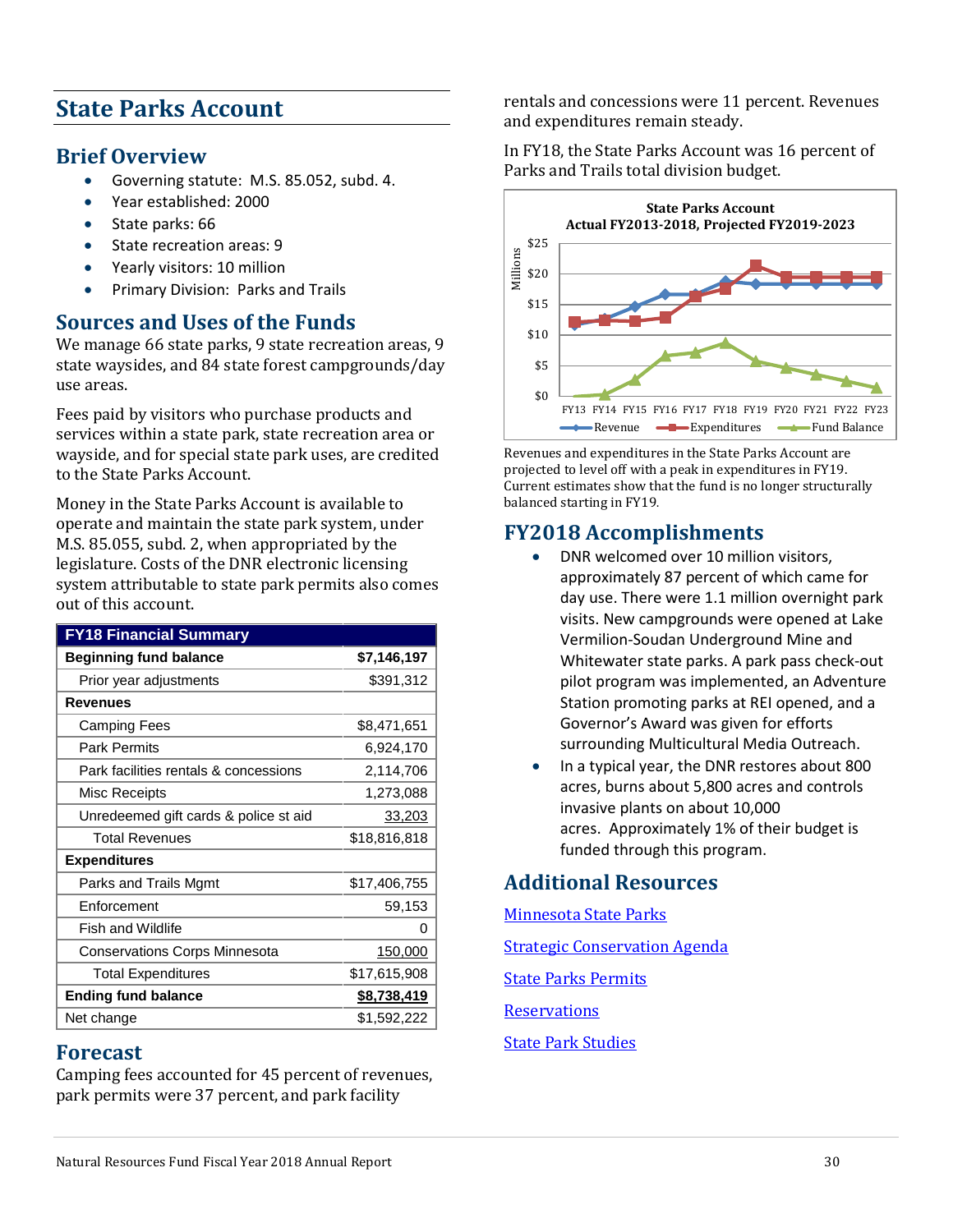# State Parks Account

## Brief Overview

- Governing statute: M.S. 85.052, subd. 4.
- Year established: 2000
- State parks: 66
- State recreation areas: 9
- Yearly visitors: 10 million
- Primary Division: Parks and Trails

## Sources and Uses of the Funds

We manage 66 state parks, 9 state recreation areas, 9 state waysides, and 84 state forest campgrounds/day use areas.

Fees paid by visitors who purchase products and services within a state park, state recreation area or wayside, and for special state park uses, are credited to the State Parks Account.

Money in the State Parks Account is available to operate and maintain the state park system, under M.S. 85.055, subd. 2, when appropriated by the legislature. Costs of the DNR electronic licensing system attributable to state park permits also comes out of this account.

| FY18 Financial Summary | |
|---|---|
| **Beginning fund balance** | **$7,146,197** |
| Prior year adjustments | $391,312 |
| **Revenues** | |
| Camping Fees | $8,471,651 |
| Park Permits | 6,924,170 |
| Park facilities rentals & concessions | 2,114,706 |
| Misc Receipts | 1,273,088 |
| Unredeemed gift cards & police st aid | 33,203 |
| Total Revenues | $18,816,818 |
| **Expenditures** | |
| Parks and Trails Mgmt | $17,406,755 |
| Enforcement | 59,153 |
| Fish and Wildlife | 0 |
| Conservations Corps Minnesota | 150,000 |
| Total Expenditures | $17,615,908 |
| **Ending fund balance** | **$8,738,419** |
| Net change | $1,592,222 |

## Forecast

Camping fees accounted for 45 percent of revenues, park permits were 37 percent, and park facility rentals and concessions were 11 percent. Revenues and expenditures remain steady.

In FY18, the State Parks Account was 16 percent of Parks and Trails total division budget.

Revenues and expenditures in the State Parks Account are projected to level off with a peak in expenditures in FY19. Current estimates show that the fund is no longer structurally balanced starting in FY19.

## FY2018 Accomplishments

- DNR welcomed over 10 million visitors, approximately 87 percent of which came for day use. There were 1.1 million overnight park visits. New campgrounds were opened at Lake Vermilion-Soudan Underground Mine and Whitewater state parks. A park pass check-out pilot program was implemented, an Adventure Station promoting parks at REI opened, and a Governor's Award was given for efforts surrounding Multicultural Media Outreach.
- In a typical year, the DNR restores about 800 acres, burns about 5,800 acres and controls invasive plants on about 10,000 acres. Approximately 1% of their budget is funded through this program.

## Additional Resources

[Minnesota State Parks]

[Strategic Conservation Agenda]

[State Parks Permits]

[Reservations]

[State Park Studies]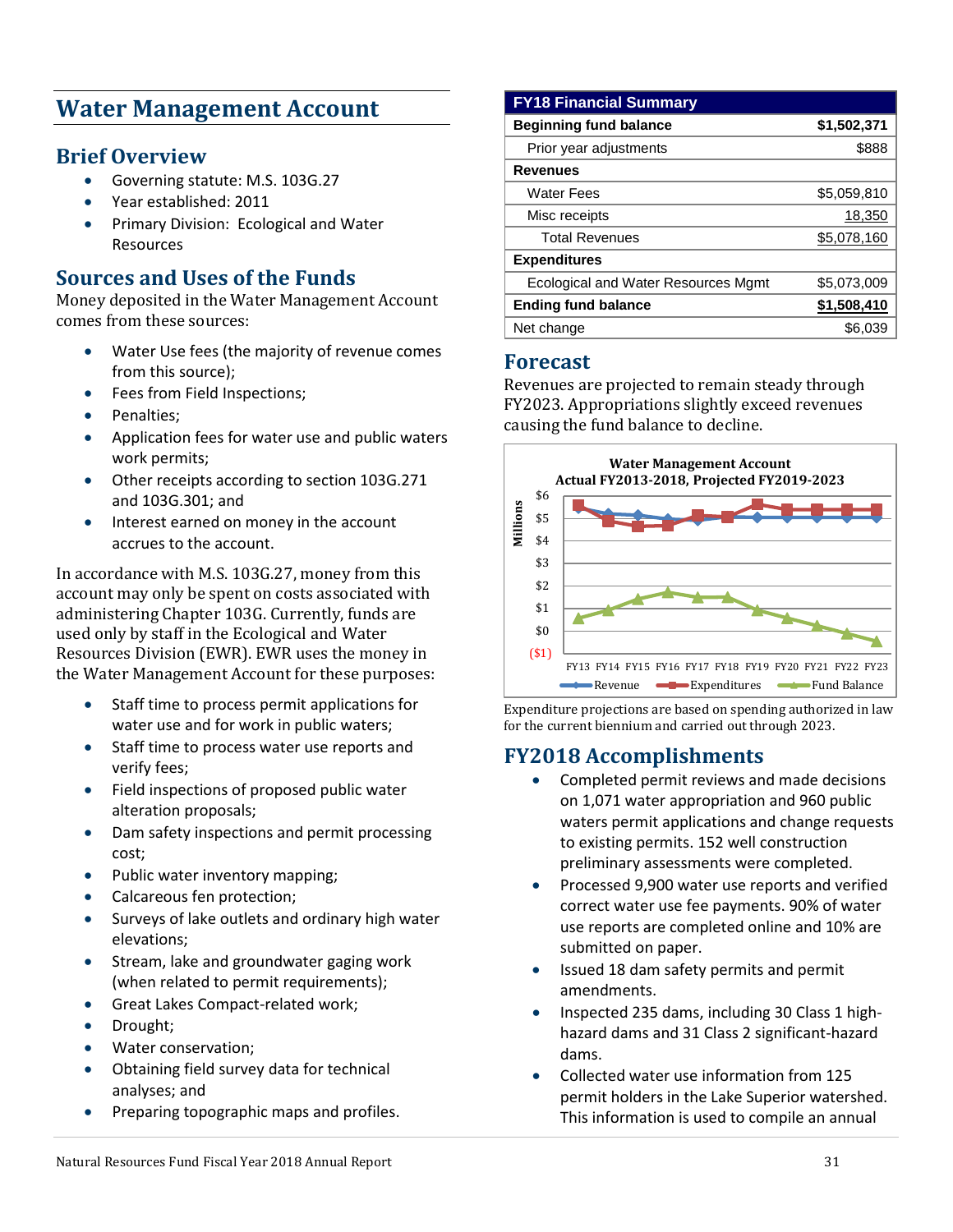# Water Management Account

## Brief Overview

- Governing statute: M.S. 103G.27
- Year established: 2011
- Primary Division: Ecological and Water Resources

## Sources and Uses of the Funds

Money deposited in the Water Management Account comes from these sources:

- Water Use fees (the majority of revenue comes from this source);
- Fees from Field Inspections;
- Penalties;
- Application fees for water use and public waters work permits;
- Other receipts according to section 103G.271 and 103G.301; and
- Interest earned on money in the account accrues to the account.

In accordance with M.S. 103G.27, money from this account may only be spent on costs associated with administering Chapter 103G. Currently, funds are used only by staff in the Ecological and Water Resources Division (EWR). EWR uses the money in the Water Management Account for these purposes:

- Staff time to process permit applications for water use and for work in public waters;
- Staff time to process water use reports and verify fees;
- Field inspections of proposed public water alteration proposals;
- Dam safety inspections and permit processing cost;
- Public water inventory mapping;
- Calcareous fen protection;
- Surveys of lake outlets and ordinary high water elevations;
- Stream, lake and groundwater gaging work (when related to permit requirements);
- Great Lakes Compact-related work;
- Drought;
- Water conservation;
- Obtaining field survey data for technical analyses; and
- Preparing topographic maps and profiles.

| FY18 Financial Summary | |
|---|---|
| **Beginning fund balance** | **$1,502,371** |
| Prior year adjustments | $888 |
| **Revenues** | |
| Water Fees | $5,059,810 |
| Misc receipts | 18,350 |
| Total Revenues | $5,078,160 |
| **Expenditures** | |
| Ecological and Water Resources Mgmt | $5,073,009 |
| **Ending fund balance** | **$1,508,410** |
| Net change | $6,039 |

## Forecast

Revenues are projected to remain steady through FY2023. Appropriations slightly exceed revenues causing the fund balance to decline.

Expenditure projections are based on spending authorized in law for the current biennium and carried out through 2023.

## FY2018 Accomplishments

- Completed permit reviews and made decisions on 1,071 water appropriation and 960 public waters permit applications and change requests to existing permits. 152 well construction preliminary assessments were completed.
- Processed 9,900 water use reports and verified correct water use fee payments. 90% of water use reports are completed online and 10% are submitted on paper.
- Issued 18 dam safety permits and permit amendments.
- Inspected 235 dams, including 30 Class 1 high-hazard dams and 31 Class 2 significant-hazard dams.
- Collected water use information from 125 permit holders in the Lake Superior watershed. This information is used to compile an annual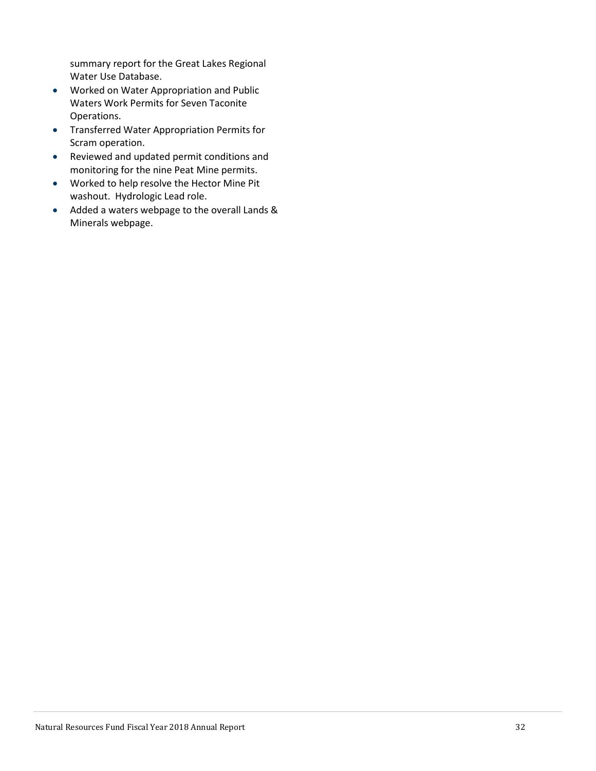summary report for the Great Lakes Regional Water Use Database.

- Worked on Water Appropriation and Public Waters Work Permits for Seven Taconite Operations.
- Transferred Water Appropriation Permits for Scram operation.
- Reviewed and updated permit conditions and monitoring for the nine Peat Mine permits.
- Worked to help resolve the Hector Mine Pit washout. Hydrologic Lead role.
- Added a waters webpage to the overall Lands & Minerals webpage.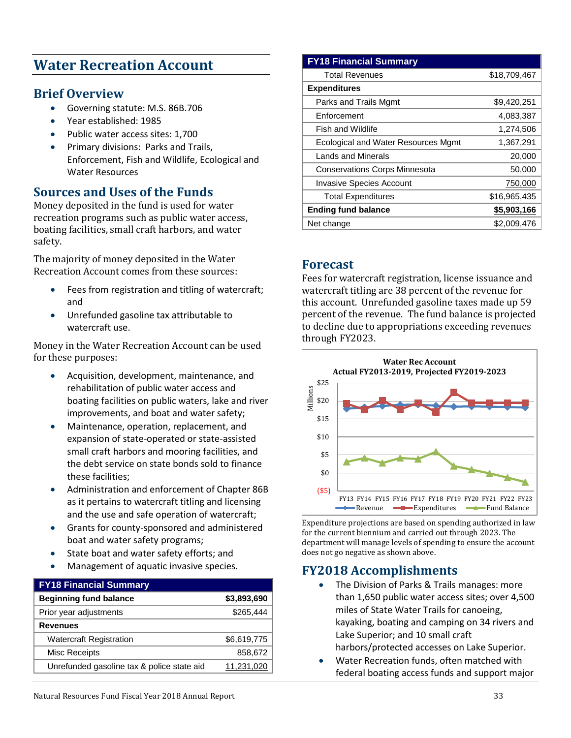# Water Recreation Account

## Brief Overview

- Governing statute: M.S. 86B.706
- Year established: 1985
- Public water access sites: 1,700
- Primary divisions: Parks and Trails, Enforcement, Fish and Wildlife, Ecological and Water Resources

## Sources and Uses of the Funds

Money deposited in the fund is used for water recreation programs such as public water access, boating facilities, small craft harbors, and water safety.

The majority of money deposited in the Water Recreation Account comes from these sources:

- Fees from registration and titling of watercraft; and
- Unrefunded gasoline tax attributable to watercraft use.

Money in the Water Recreation Account can be used for these purposes:

- Acquisition, development, maintenance, and rehabilitation of public water access and boating facilities on public waters, lake and river improvements, and boat and water safety;
- Maintenance, operation, replacement, and expansion of state-operated or state-assisted small craft harbors and mooring facilities, and the debt service on state bonds sold to finance these facilities;
- Administration and enforcement of Chapter 86B as it pertains to watercraft titling and licensing and the use and safe operation of watercraft;
- Grants for county-sponsored and administered boat and water safety programs;
- State boat and water safety efforts; and
- Management of aquatic invasive species.

| FY18 Financial Summary | |
|---|---|
| **Beginning fund balance** | **$3,893,690** |
| Prior year adjustments | $265,444 |
| **Revenues** | |
| Watercraft Registration | $6,619,775 |
| Misc Receipts | 858,672 |
| Unrefunded gasoline tax & police state aid | 11,231,020 |
| Total Revenues | $18,709,467 |
| **Expenditures** | |
| Parks and Trails Mgmt | $9,420,251 |
| Enforcement | 4,083,387 |
| Fish and Wildlife | 1,274,506 |
| Ecological and Water Resources Mgmt | 1,367,291 |
| Lands and Minerals | 20,000 |
| Conservations Corps Minnesota | 50,000 |
| Invasive Species Account | 750,000 |
| Total Expenditures | $16,965,435 |
| **Ending fund balance** | **$5,903,166** |
| Net change | $2,009,476 |

## Forecast

Fees for watercraft registration, license issuance and watercraft titling are 38 percent of the revenue for this account. Unrefunded gasoline taxes made up 59 percent of the revenue. The fund balance is projected to decline due to appropriations exceeding revenues through FY2023.

Expenditure projections are based on spending authorized in law for the current biennium and carried out through 2023. The department will manage levels of spending to ensure the account does not go negative as shown above.

## FY2018 Accomplishments

- The Division of Parks & Trails manages: more than 1,650 public water access sites; over 4,500 miles of State Water Trails for canoeing, kayaking, boating and camping on 34 rivers and Lake Superior; and 10 small craft harbors/protected accesses on Lake Superior.
- Water Recreation funds, often matched with federal boating access funds and support major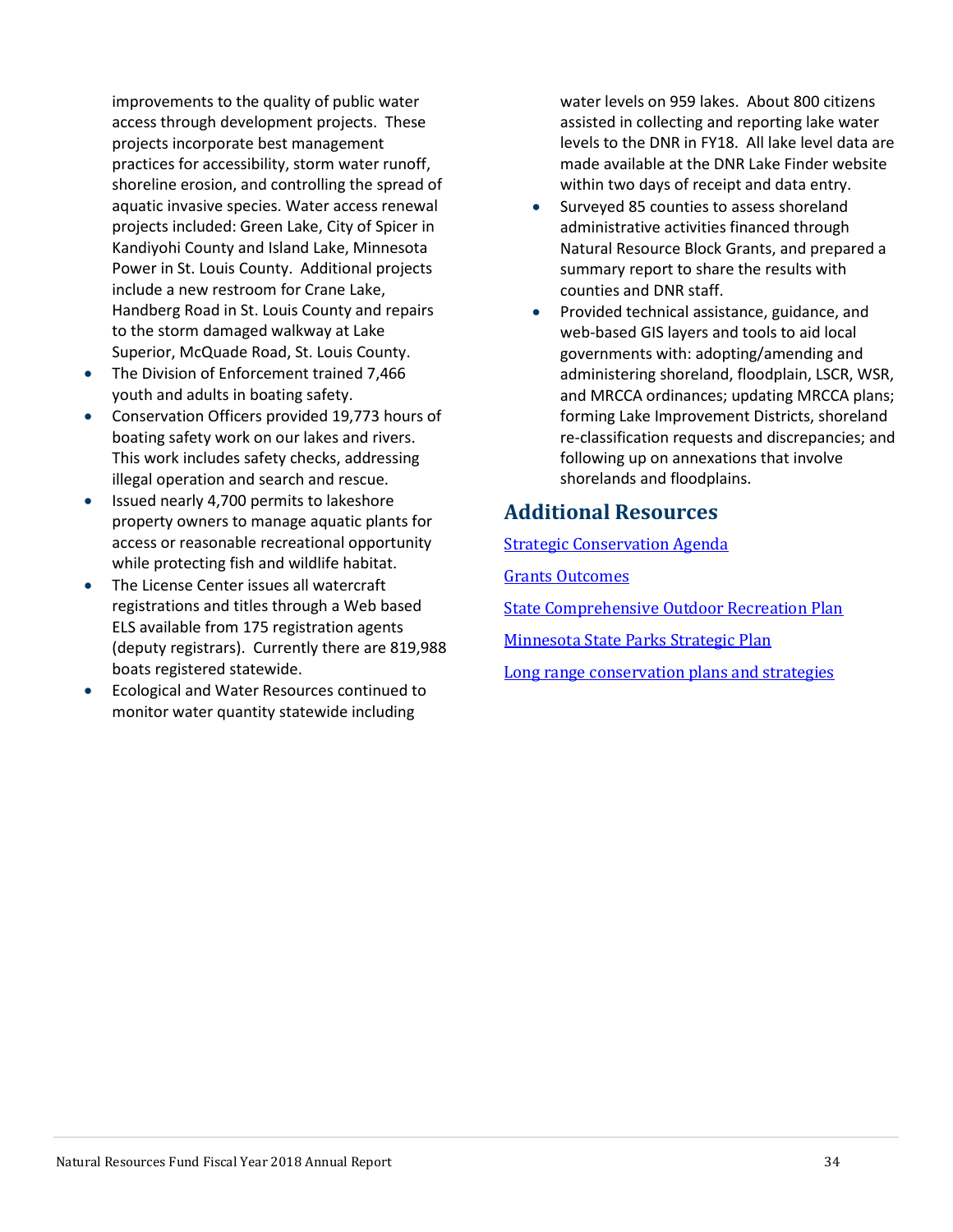improvements to the quality of public water access through development projects. These projects incorporate best management practices for accessibility, storm water runoff, shoreline erosion, and controlling the spread of aquatic invasive species. Water access renewal projects included: Green Lake, City of Spicer in Kandiyohi County and Island Lake, Minnesota Power in St. Louis County. Additional projects include a new restroom for Crane Lake, Handberg Road in St. Louis County and repairs to the storm damaged walkway at Lake Superior, McQuade Road, St. Louis County.

- The Division of Enforcement trained 7,466 youth and adults in boating safety.
- Conservation Officers provided 19,773 hours of boating safety work on our lakes and rivers. This work includes safety checks, addressing illegal operation and search and rescue.
- Issued nearly 4,700 permits to lakeshore property owners to manage aquatic plants for access or reasonable recreational opportunity while protecting fish and wildlife habitat.
- The License Center issues all watercraft registrations and titles through a Web based ELS available from 175 registration agents (deputy registrars). Currently there are 819,988 boats registered statewide.
- Ecological and Water Resources continued to monitor water quantity statewide including water levels on 959 lakes. About 800 citizens assisted in collecting and reporting lake water levels to the DNR in FY18. All lake level data are made available at the DNR Lake Finder website within two days of receipt and data entry.
- Surveyed 85 counties to assess shoreland administrative activities financed through Natural Resource Block Grants, and prepared a summary report to share the results with counties and DNR staff.
- Provided technical assistance, guidance, and web-based GIS layers and tools to aid local governments with: adopting/amending and administering shoreland, floodplain, LSCR, WSR, and MRCCA ordinances; updating MRCCA plans; forming Lake Improvement Districts, shoreland re-classification requests and discrepancies; and following up on annexations that involve shorelands and floodplains.

## Additional Resources

Strategic Conservation Agenda

Grants Outcomes

State Comprehensive Outdoor Recreation Plan

Minnesota State Parks Strategic Plan

Long range conservation plans and strategies